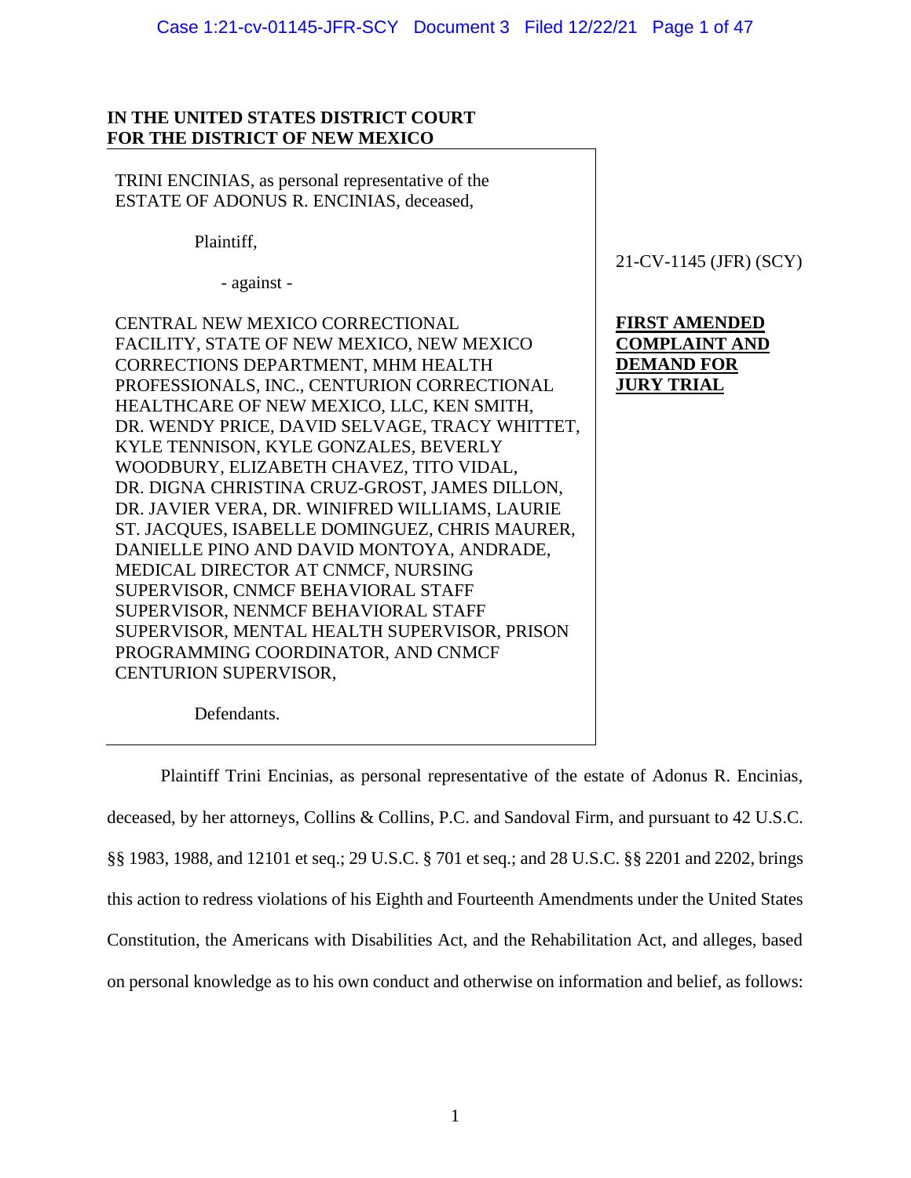**IN THE UNITED STATES DISTRICT COURT**
**FOR THE DISTRICT OF NEW MEXICO**

TRINI ENCINIAS, as personal representative of the ESTATE OF ADONUS R. ENCINIAS, deceased,

Plaintiff,

- against -

CENTRAL NEW MEXICO CORRECTIONAL FACILITY, STATE OF NEW MEXICO, NEW MEXICO CORRECTIONS DEPARTMENT, MHM HEALTH PROFESSIONALS, INC., CENTURION CORRECTIONAL HEALTHCARE OF NEW MEXICO, LLC, KEN SMITH, DR. WENDY PRICE, DAVID SELVAGE, TRACY WHITTET, KYLE TENNISON, KYLE GONZALES, BEVERLY WOODBURY, ELIZABETH CHAVEZ, TITO VIDAL, DR. DIGNA CHRISTINA CRUZ-GROST, JAMES DILLON, DR. JAVIER VERA, DR. WINIFRED WILLIAMS, LAURIE ST. JACQUES, ISABELLE DOMINGUEZ, CHRIS MAURER, DANIELLE PINO AND DAVID MONTOYA, ANDRADE, MEDICAL DIRECTOR AT CNMCF, NURSING SUPERVISOR, CNMCF BEHAVIORAL STAFF SUPERVISOR, NENMCF BEHAVIORAL STAFF SUPERVISOR, MENTAL HEALTH SUPERVISOR, PRISON PROGRAMMING COORDINATOR, AND CNMCF CENTURION SUPERVISOR,

Defendants.

21-CV-1145 (JFR) (SCY)

**FIRST AMENDED COMPLAINT AND DEMAND FOR JURY TRIAL**

Plaintiff Trini Encinias, as personal representative of the estate of Adonus R. Encinias, deceased, by her attorneys, Collins & Collins, P.C. and Sandoval Firm, and pursuant to 42 U.S.C. §§ 1983, 1988, and 12101 et seq.; 29 U.S.C. § 701 et seq.; and 28 U.S.C. §§ 2201 and 2202, brings this action to redress violations of his Eighth and Fourteenth Amendments under the United States Constitution, the Americans with Disabilities Act, and the Rehabilitation Act, and alleges, based on personal knowledge as to his own conduct and otherwise on information and belief, as follows: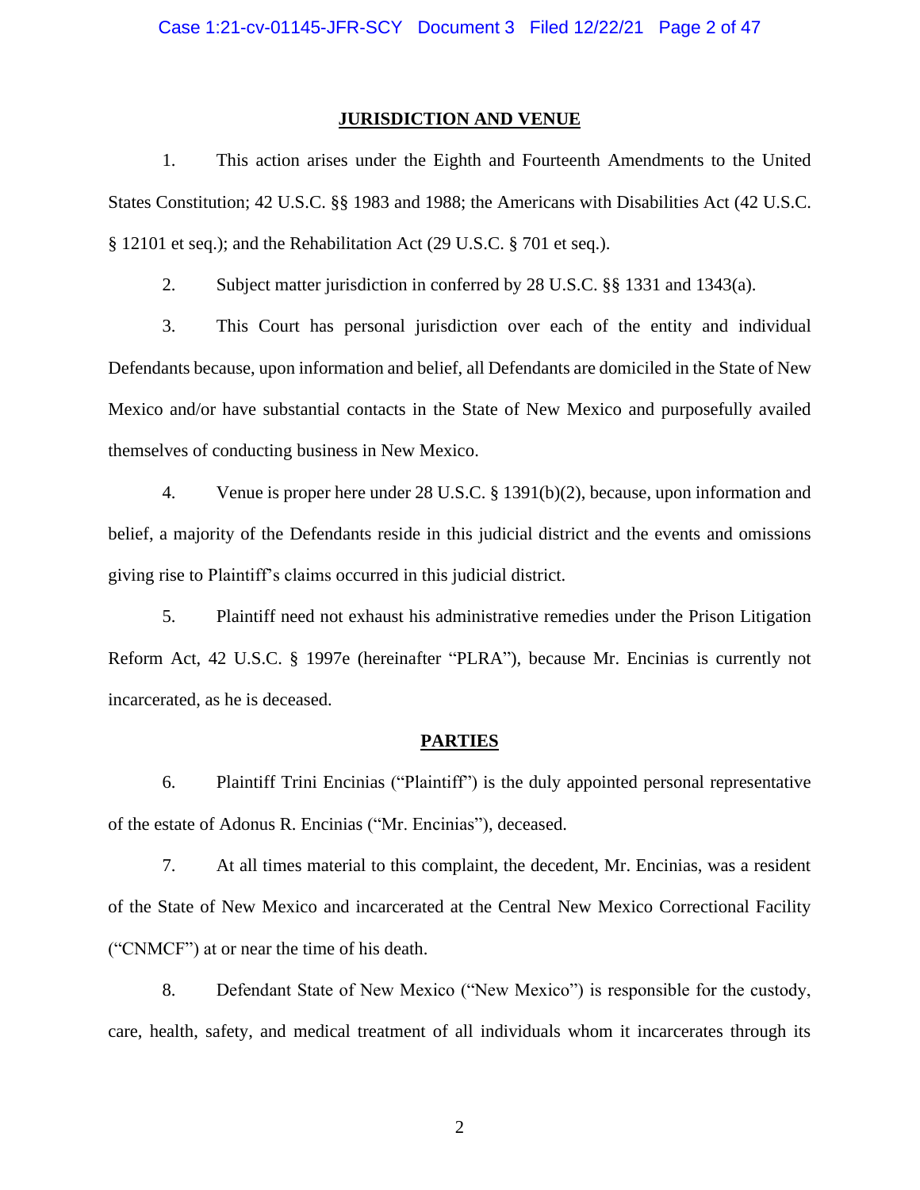## JURISDICTION AND VENUE

1. This action arises under the Eighth and Fourteenth Amendments to the United States Constitution; 42 U.S.C. §§ 1983 and 1988; the Americans with Disabilities Act (42 U.S.C. § 12101 et seq.); and the Rehabilitation Act (29 U.S.C. § 701 et seq.).

2. Subject matter jurisdiction in conferred by 28 U.S.C. §§ 1331 and 1343(a).

3. This Court has personal jurisdiction over each of the entity and individual Defendants because, upon information and belief, all Defendants are domiciled in the State of New Mexico and/or have substantial contacts in the State of New Mexico and purposefully availed themselves of conducting business in New Mexico.

4. Venue is proper here under 28 U.S.C. § 1391(b)(2), because, upon information and belief, a majority of the Defendants reside in this judicial district and the events and omissions giving rise to Plaintiff's claims occurred in this judicial district.

5. Plaintiff need not exhaust his administrative remedies under the Prison Litigation Reform Act, 42 U.S.C. § 1997e (hereinafter "PLRA"), because Mr. Encinias is currently not incarcerated, as he is deceased.

## PARTIES

6. Plaintiff Trini Encinias ("Plaintiff") is the duly appointed personal representative of the estate of Adonus R. Encinias ("Mr. Encinias"), deceased.

7. At all times material to this complaint, the decedent, Mr. Encinias, was a resident of the State of New Mexico and incarcerated at the Central New Mexico Correctional Facility ("CNMCF") at or near the time of his death.

8. Defendant State of New Mexico ("New Mexico") is responsible for the custody, care, health, safety, and medical treatment of all individuals whom it incarcerates through its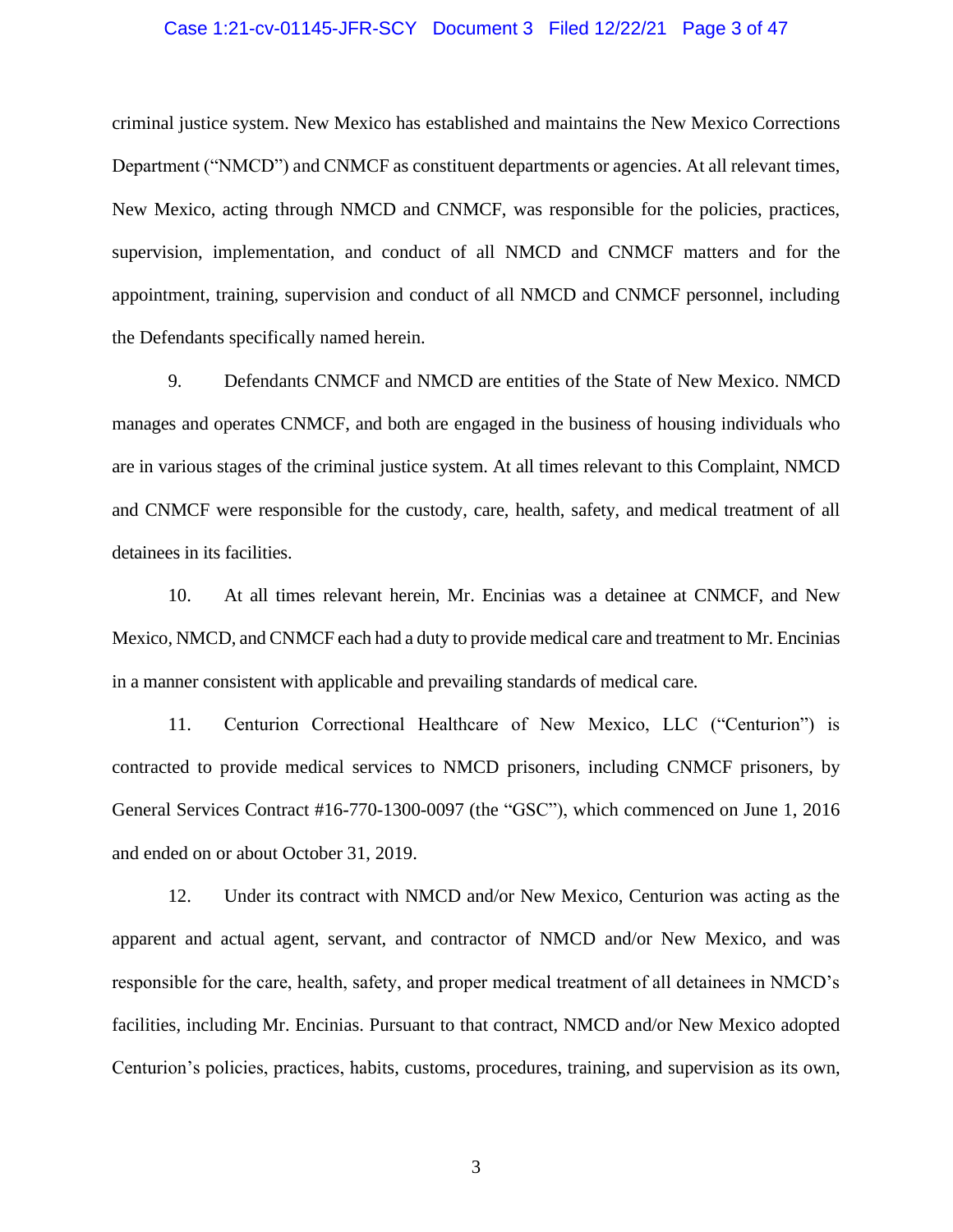criminal justice system. New Mexico has established and maintains the New Mexico Corrections Department ("NMCD") and CNMCF as constituent departments or agencies. At all relevant times, New Mexico, acting through NMCD and CNMCF, was responsible for the policies, practices, supervision, implementation, and conduct of all NMCD and CNMCF matters and for the appointment, training, supervision and conduct of all NMCD and CNMCF personnel, including the Defendants specifically named herein.

9. Defendants CNMCF and NMCD are entities of the State of New Mexico. NMCD manages and operates CNMCF, and both are engaged in the business of housing individuals who are in various stages of the criminal justice system. At all times relevant to this Complaint, NMCD and CNMCF were responsible for the custody, care, health, safety, and medical treatment of all detainees in its facilities.

10. At all times relevant herein, Mr. Encinias was a detainee at CNMCF, and New Mexico, NMCD, and CNMCF each had a duty to provide medical care and treatment to Mr. Encinias in a manner consistent with applicable and prevailing standards of medical care.

11. Centurion Correctional Healthcare of New Mexico, LLC ("Centurion") is contracted to provide medical services to NMCD prisoners, including CNMCF prisoners, by General Services Contract #16-770-1300-0097 (the "GSC"), which commenced on June 1, 2016 and ended on or about October 31, 2019.

12. Under its contract with NMCD and/or New Mexico, Centurion was acting as the apparent and actual agent, servant, and contractor of NMCD and/or New Mexico, and was responsible for the care, health, safety, and proper medical treatment of all detainees in NMCD's facilities, including Mr. Encinias. Pursuant to that contract, NMCD and/or New Mexico adopted Centurion's policies, practices, habits, customs, procedures, training, and supervision as its own,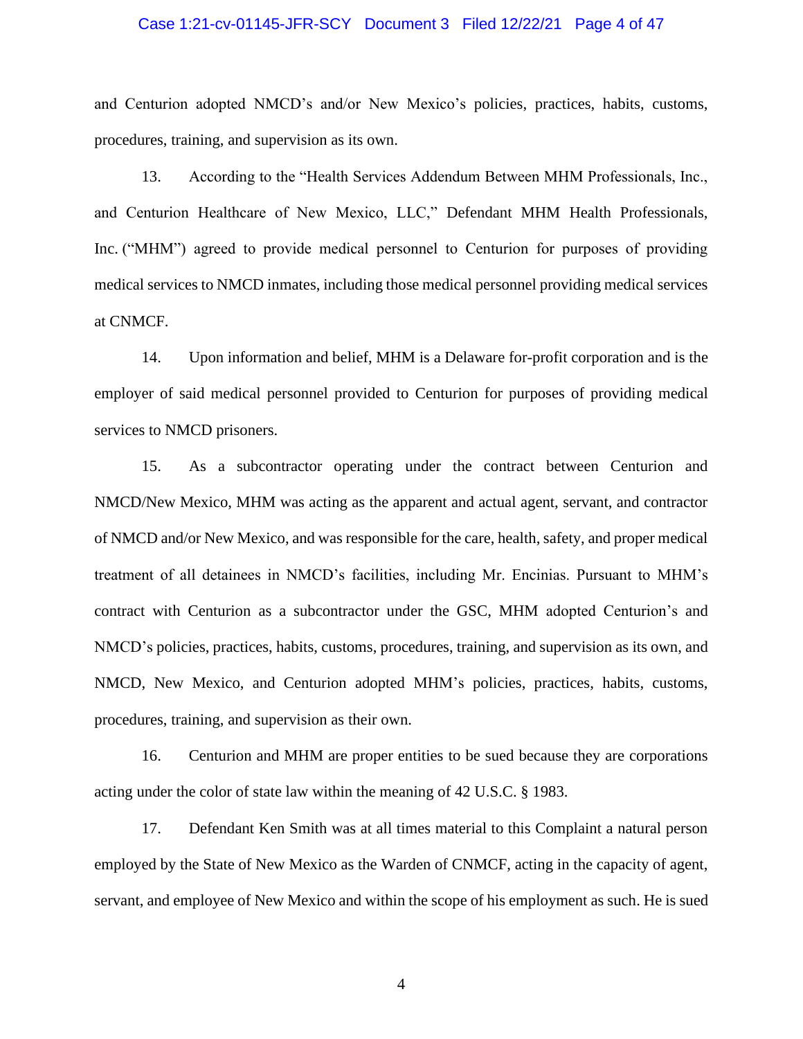and Centurion adopted NMCD's and/or New Mexico's policies, practices, habits, customs, procedures, training, and supervision as its own.

13. According to the "Health Services Addendum Between MHM Professionals, Inc., and Centurion Healthcare of New Mexico, LLC," Defendant MHM Health Professionals, Inc. ("MHM") agreed to provide medical personnel to Centurion for purposes of providing medical services to NMCD inmates, including those medical personnel providing medical services at CNMCF.

14. Upon information and belief, MHM is a Delaware for-profit corporation and is the employer of said medical personnel provided to Centurion for purposes of providing medical services to NMCD prisoners.

15. As a subcontractor operating under the contract between Centurion and NMCD/New Mexico, MHM was acting as the apparent and actual agent, servant, and contractor of NMCD and/or New Mexico, and was responsible for the care, health, safety, and proper medical treatment of all detainees in NMCD's facilities, including Mr. Encinias. Pursuant to MHM's contract with Centurion as a subcontractor under the GSC, MHM adopted Centurion's and NMCD's policies, practices, habits, customs, procedures, training, and supervision as its own, and NMCD, New Mexico, and Centurion adopted MHM's policies, practices, habits, customs, procedures, training, and supervision as their own.

16. Centurion and MHM are proper entities to be sued because they are corporations acting under the color of state law within the meaning of 42 U.S.C. § 1983.

17. Defendant Ken Smith was at all times material to this Complaint a natural person employed by the State of New Mexico as the Warden of CNMCF, acting in the capacity of agent, servant, and employee of New Mexico and within the scope of his employment as such. He is sued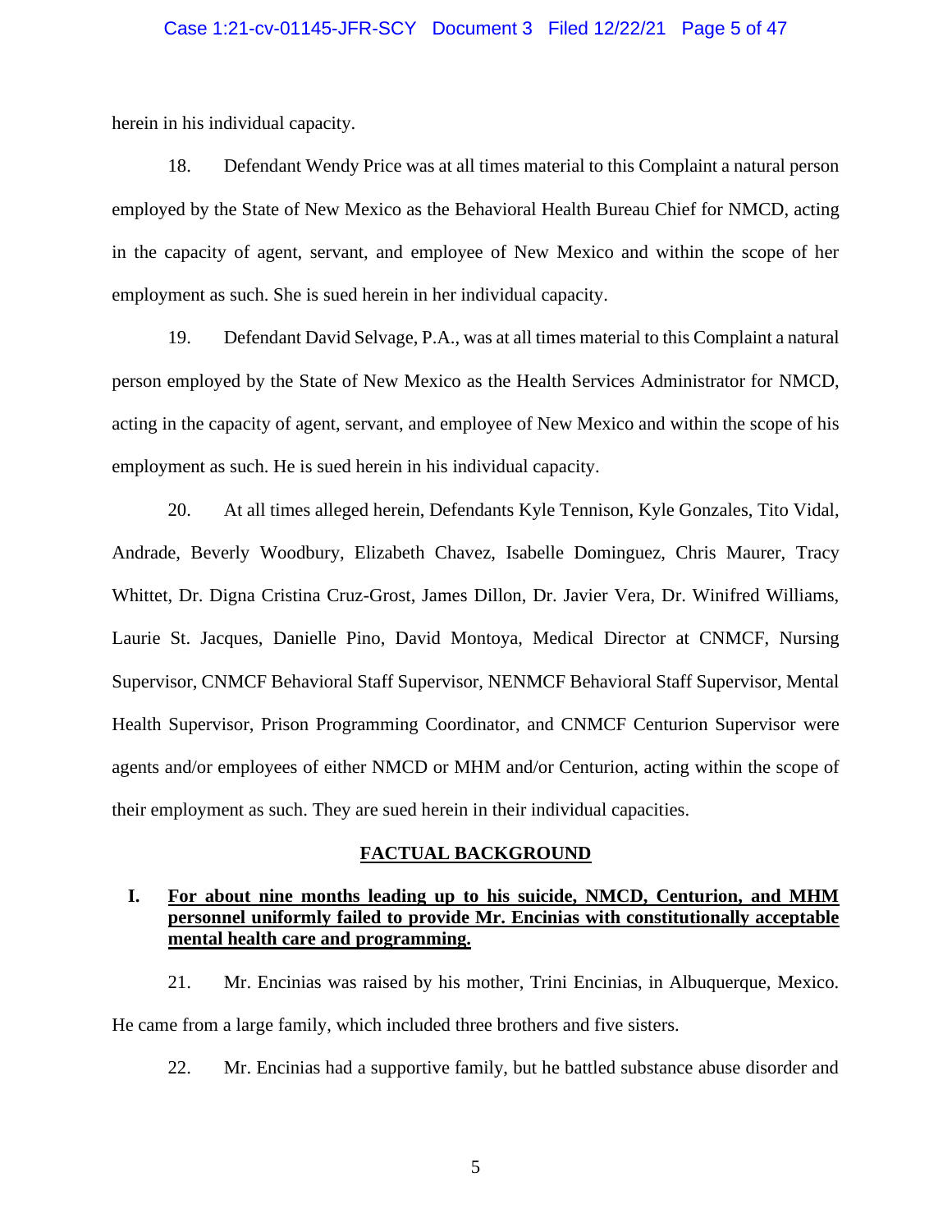herein in his individual capacity.

18. Defendant Wendy Price was at all times material to this Complaint a natural person employed by the State of New Mexico as the Behavioral Health Bureau Chief for NMCD, acting in the capacity of agent, servant, and employee of New Mexico and within the scope of her employment as such. She is sued herein in her individual capacity.

19. Defendant David Selvage, P.A., was at all times material to this Complaint a natural person employed by the State of New Mexico as the Health Services Administrator for NMCD, acting in the capacity of agent, servant, and employee of New Mexico and within the scope of his employment as such. He is sued herein in his individual capacity.

20. At all times alleged herein, Defendants Kyle Tennison, Kyle Gonzales, Tito Vidal, Andrade, Beverly Woodbury, Elizabeth Chavez, Isabelle Dominguez, Chris Maurer, Tracy Whittet, Dr. Digna Cristina Cruz-Grost, James Dillon, Dr. Javier Vera, Dr. Winifred Williams, Laurie St. Jacques, Danielle Pino, David Montoya, Medical Director at CNMCF, Nursing Supervisor, CNMCF Behavioral Staff Supervisor, NENMCF Behavioral Staff Supervisor, Mental Health Supervisor, Prison Programming Coordinator, and CNMCF Centurion Supervisor were agents and/or employees of either NMCD or MHM and/or Centurion, acting within the scope of their employment as such. They are sued herein in their individual capacities.

## FACTUAL BACKGROUND

### I. For about nine months leading up to his suicide, NMCD, Centurion, and MHM personnel uniformly failed to provide Mr. Encinias with constitutionally acceptable mental health care and programming.

21. Mr. Encinias was raised by his mother, Trini Encinias, in Albuquerque, Mexico. He came from a large family, which included three brothers and five sisters.

22. Mr. Encinias had a supportive family, but he battled substance abuse disorder and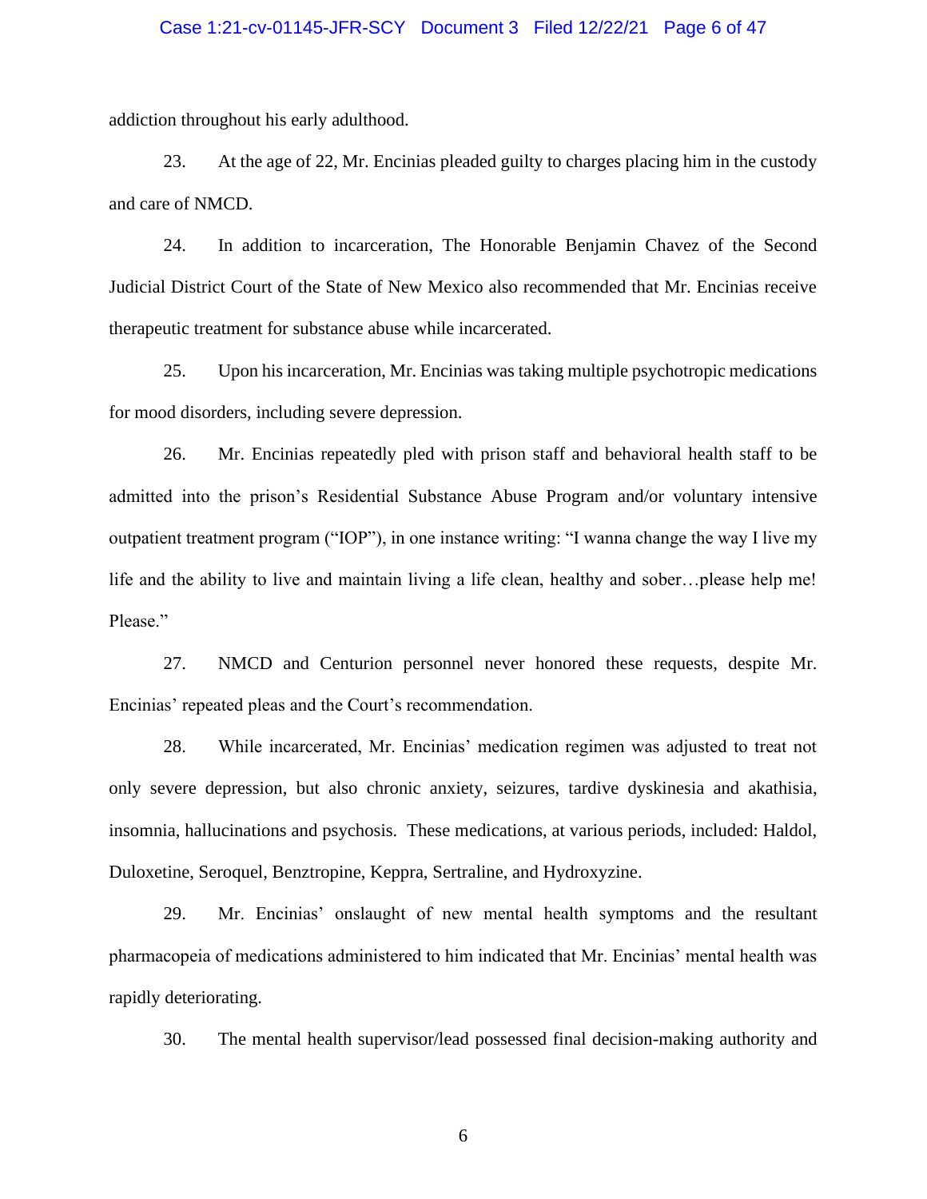addiction throughout his early adulthood.

23. At the age of 22, Mr. Encinias pleaded guilty to charges placing him in the custody and care of NMCD.

24. In addition to incarceration, The Honorable Benjamin Chavez of the Second Judicial District Court of the State of New Mexico also recommended that Mr. Encinias receive therapeutic treatment for substance abuse while incarcerated.

25. Upon his incarceration, Mr. Encinias was taking multiple psychotropic medications for mood disorders, including severe depression.

26. Mr. Encinias repeatedly pled with prison staff and behavioral health staff to be admitted into the prison's Residential Substance Abuse Program and/or voluntary intensive outpatient treatment program ("IOP"), in one instance writing: "I wanna change the way I live my life and the ability to live and maintain living a life clean, healthy and sober…please help me! Please."

27. NMCD and Centurion personnel never honored these requests, despite Mr. Encinias' repeated pleas and the Court's recommendation.

28. While incarcerated, Mr. Encinias' medication regimen was adjusted to treat not only severe depression, but also chronic anxiety, seizures, tardive dyskinesia and akathisia, insomnia, hallucinations and psychosis. These medications, at various periods, included: Haldol, Duloxetine, Seroquel, Benztropine, Keppra, Sertraline, and Hydroxyzine.

29. Mr. Encinias' onslaught of new mental health symptoms and the resultant pharmacopeia of medications administered to him indicated that Mr. Encinias' mental health was rapidly deteriorating.

30. The mental health supervisor/lead possessed final decision-making authority and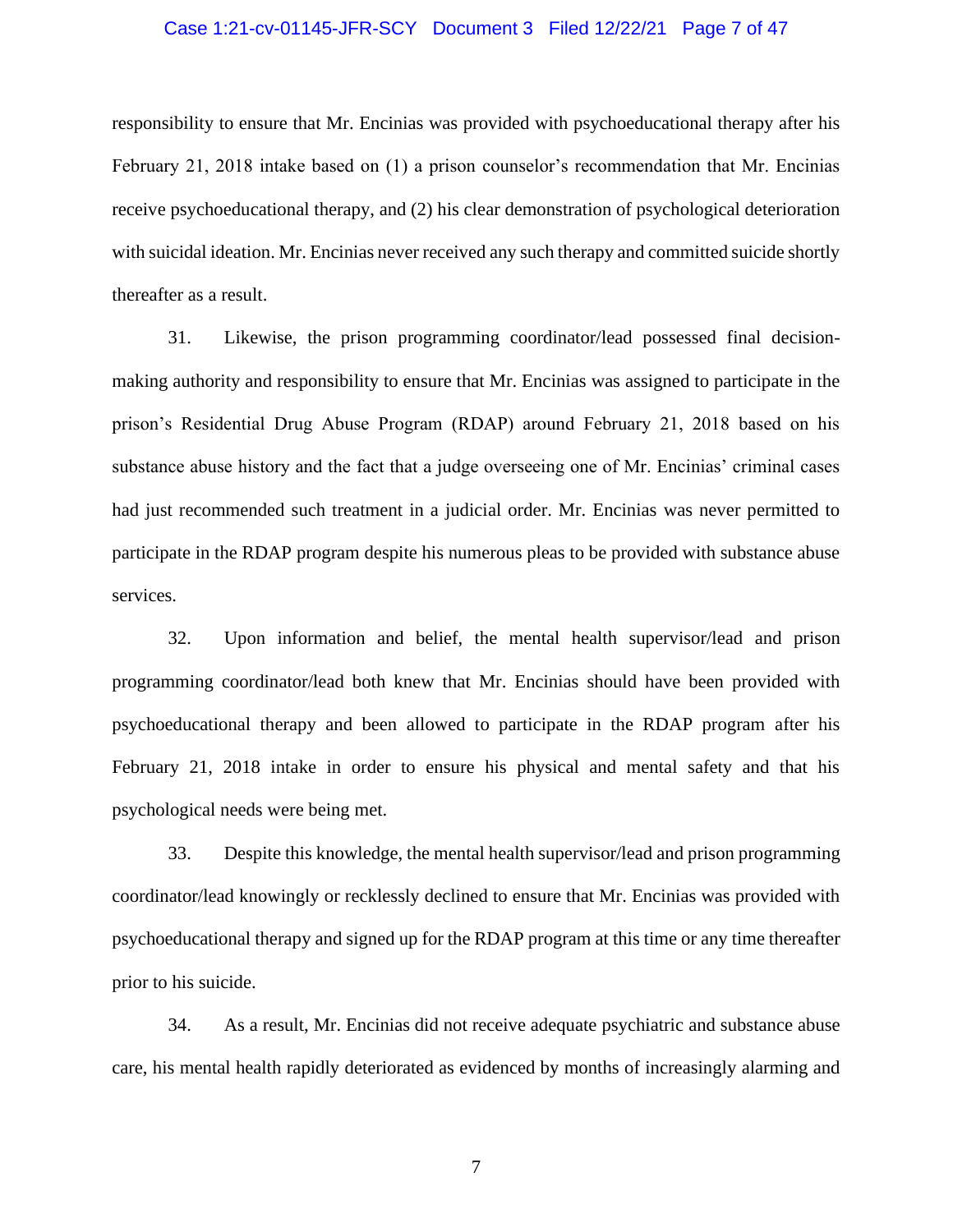responsibility to ensure that Mr. Encinias was provided with psychoeducational therapy after his February 21, 2018 intake based on (1) a prison counselor's recommendation that Mr. Encinias receive psychoeducational therapy, and (2) his clear demonstration of psychological deterioration with suicidal ideation. Mr. Encinias never received any such therapy and committed suicide shortly thereafter as a result.

31. Likewise, the prison programming coordinator/lead possessed final decision-making authority and responsibility to ensure that Mr. Encinias was assigned to participate in the prison's Residential Drug Abuse Program (RDAP) around February 21, 2018 based on his substance abuse history and the fact that a judge overseeing one of Mr. Encinias' criminal cases had just recommended such treatment in a judicial order. Mr. Encinias was never permitted to participate in the RDAP program despite his numerous pleas to be provided with substance abuse services.

32. Upon information and belief, the mental health supervisor/lead and prison programming coordinator/lead both knew that Mr. Encinias should have been provided with psychoeducational therapy and been allowed to participate in the RDAP program after his February 21, 2018 intake in order to ensure his physical and mental safety and that his psychological needs were being met.

33. Despite this knowledge, the mental health supervisor/lead and prison programming coordinator/lead knowingly or recklessly declined to ensure that Mr. Encinias was provided with psychoeducational therapy and signed up for the RDAP program at this time or any time thereafter prior to his suicide.

34. As a result, Mr. Encinias did not receive adequate psychiatric and substance abuse care, his mental health rapidly deteriorated as evidenced by months of increasingly alarming and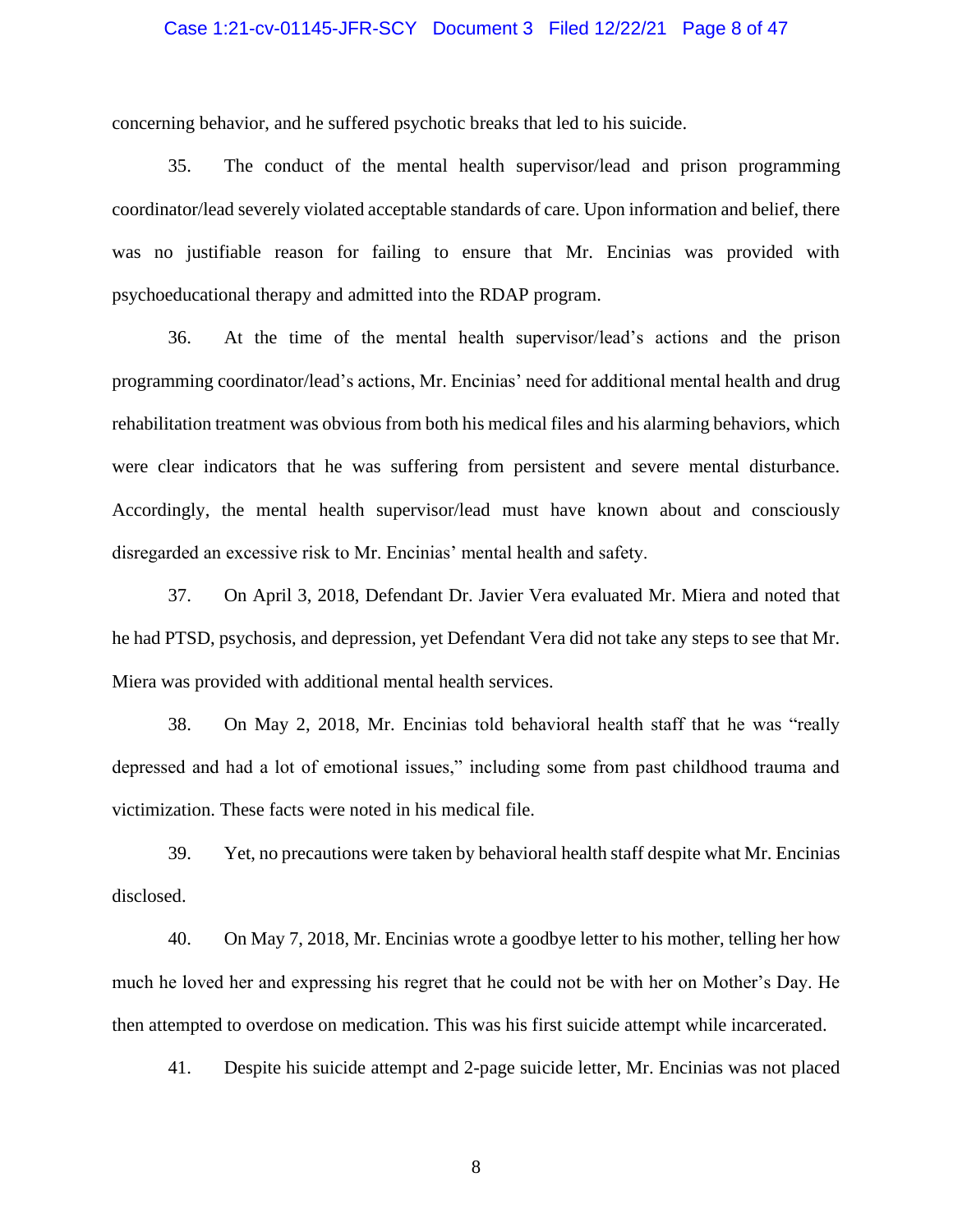concerning behavior, and he suffered psychotic breaks that led to his suicide.

35. The conduct of the mental health supervisor/lead and prison programming coordinator/lead severely violated acceptable standards of care. Upon information and belief, there was no justifiable reason for failing to ensure that Mr. Encinias was provided with psychoeducational therapy and admitted into the RDAP program.

36. At the time of the mental health supervisor/lead's actions and the prison programming coordinator/lead's actions, Mr. Encinias' need for additional mental health and drug rehabilitation treatment was obvious from both his medical files and his alarming behaviors, which were clear indicators that he was suffering from persistent and severe mental disturbance. Accordingly, the mental health supervisor/lead must have known about and consciously disregarded an excessive risk to Mr. Encinias' mental health and safety.

37. On April 3, 2018, Defendant Dr. Javier Vera evaluated Mr. Miera and noted that he had PTSD, psychosis, and depression, yet Defendant Vera did not take any steps to see that Mr. Miera was provided with additional mental health services.

38. On May 2, 2018, Mr. Encinias told behavioral health staff that he was "really depressed and had a lot of emotional issues," including some from past childhood trauma and victimization. These facts were noted in his medical file.

39. Yet, no precautions were taken by behavioral health staff despite what Mr. Encinias disclosed.

40. On May 7, 2018, Mr. Encinias wrote a goodbye letter to his mother, telling her how much he loved her and expressing his regret that he could not be with her on Mother's Day. He then attempted to overdose on medication. This was his first suicide attempt while incarcerated.

41. Despite his suicide attempt and 2-page suicide letter, Mr. Encinias was not placed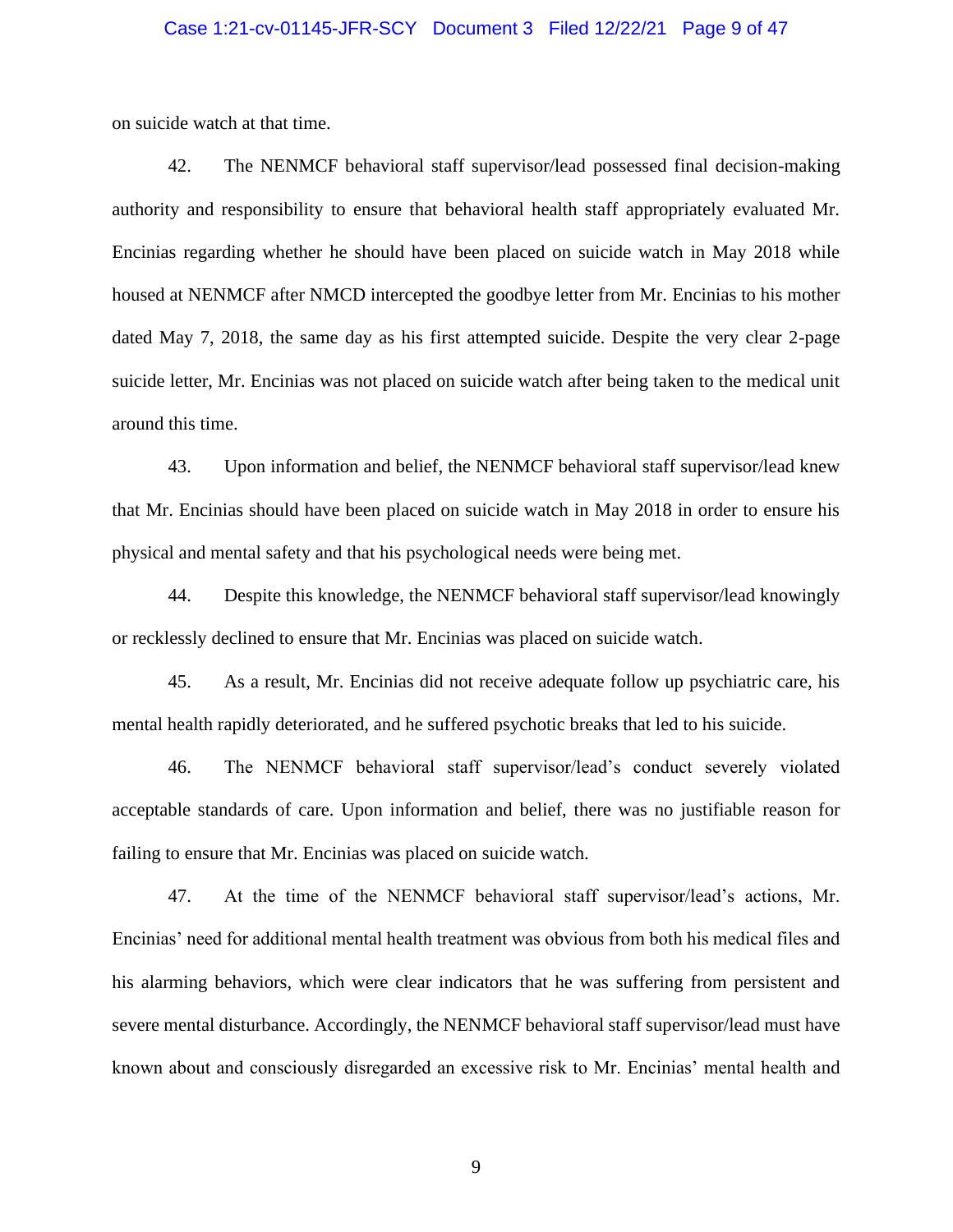on suicide watch at that time.

42. The NENMCF behavioral staff supervisor/lead possessed final decision-making authority and responsibility to ensure that behavioral health staff appropriately evaluated Mr. Encinias regarding whether he should have been placed on suicide watch in May 2018 while housed at NENMCF after NMCD intercepted the goodbye letter from Mr. Encinias to his mother dated May 7, 2018, the same day as his first attempted suicide. Despite the very clear 2-page suicide letter, Mr. Encinias was not placed on suicide watch after being taken to the medical unit around this time.

43. Upon information and belief, the NENMCF behavioral staff supervisor/lead knew that Mr. Encinias should have been placed on suicide watch in May 2018 in order to ensure his physical and mental safety and that his psychological needs were being met.

44. Despite this knowledge, the NENMCF behavioral staff supervisor/lead knowingly or recklessly declined to ensure that Mr. Encinias was placed on suicide watch.

45. As a result, Mr. Encinias did not receive adequate follow up psychiatric care, his mental health rapidly deteriorated, and he suffered psychotic breaks that led to his suicide.

46. The NENMCF behavioral staff supervisor/lead's conduct severely violated acceptable standards of care. Upon information and belief, there was no justifiable reason for failing to ensure that Mr. Encinias was placed on suicide watch.

47. At the time of the NENMCF behavioral staff supervisor/lead's actions, Mr. Encinias' need for additional mental health treatment was obvious from both his medical files and his alarming behaviors, which were clear indicators that he was suffering from persistent and severe mental disturbance. Accordingly, the NENMCF behavioral staff supervisor/lead must have known about and consciously disregarded an excessive risk to Mr. Encinias' mental health and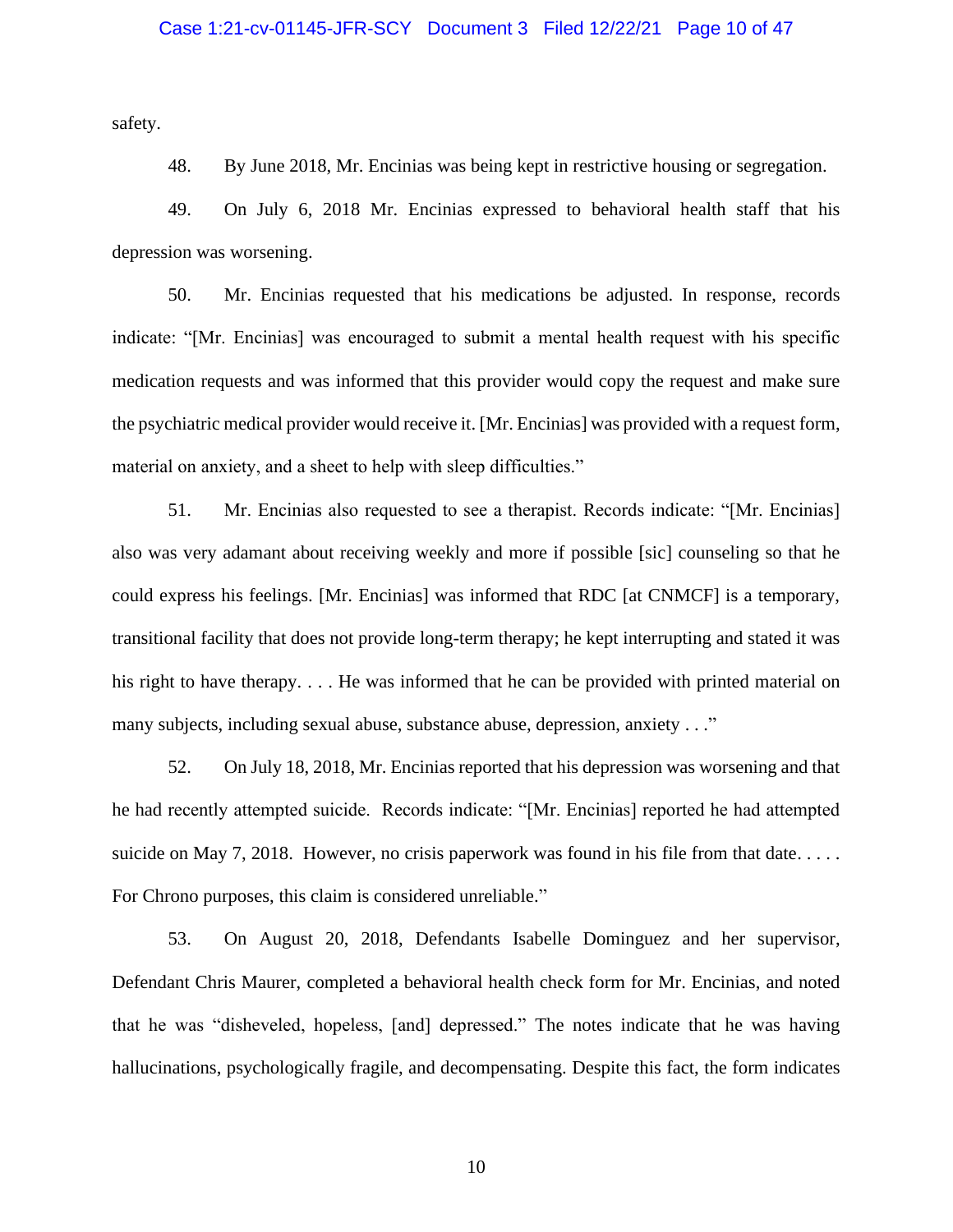safety.

48. By June 2018, Mr. Encinias was being kept in restrictive housing or segregation.

49. On July 6, 2018 Mr. Encinias expressed to behavioral health staff that his depression was worsening.

50. Mr. Encinias requested that his medications be adjusted. In response, records indicate: "[Mr. Encinias] was encouraged to submit a mental health request with his specific medication requests and was informed that this provider would copy the request and make sure the psychiatric medical provider would receive it. [Mr. Encinias] was provided with a request form, material on anxiety, and a sheet to help with sleep difficulties."

51. Mr. Encinias also requested to see a therapist. Records indicate: "[Mr. Encinias] also was very adamant about receiving weekly and more if possible [sic] counseling so that he could express his feelings. [Mr. Encinias] was informed that RDC [at CNMCF] is a temporary, transitional facility that does not provide long-term therapy; he kept interrupting and stated it was his right to have therapy. . . . He was informed that he can be provided with printed material on many subjects, including sexual abuse, substance abuse, depression, anxiety . . ."

52. On July 18, 2018, Mr. Encinias reported that his depression was worsening and that he had recently attempted suicide. Records indicate: "[Mr. Encinias] reported he had attempted suicide on May 7, 2018. However, no crisis paperwork was found in his file from that date. . . . . For Chrono purposes, this claim is considered unreliable."

53. On August 20, 2018, Defendants Isabelle Dominguez and her supervisor, Defendant Chris Maurer, completed a behavioral health check form for Mr. Encinias, and noted that he was "disheveled, hopeless, [and] depressed." The notes indicate that he was having hallucinations, psychologically fragile, and decompensating. Despite this fact, the form indicates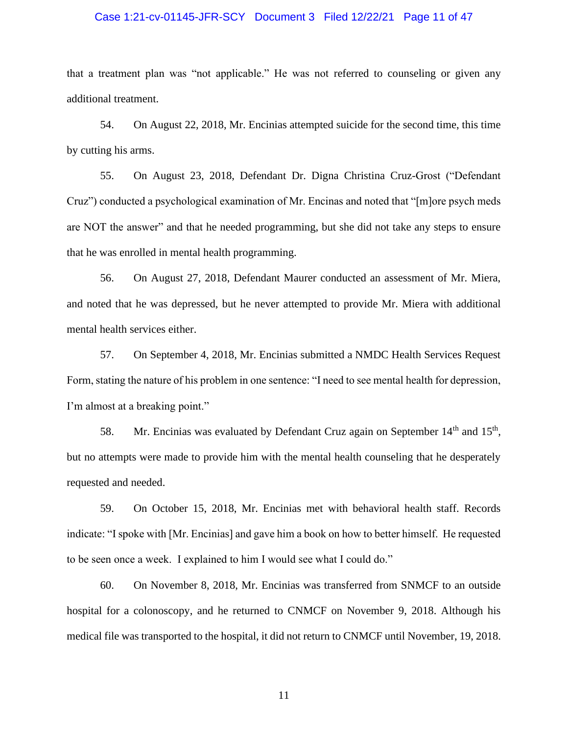that a treatment plan was "not applicable." He was not referred to counseling or given any additional treatment.

54. On August 22, 2018, Mr. Encinias attempted suicide for the second time, this time by cutting his arms.

55. On August 23, 2018, Defendant Dr. Digna Christina Cruz-Grost ("Defendant Cruz") conducted a psychological examination of Mr. Encinas and noted that "[m]ore psych meds are NOT the answer" and that he needed programming, but she did not take any steps to ensure that he was enrolled in mental health programming.

56. On August 27, 2018, Defendant Maurer conducted an assessment of Mr. Miera, and noted that he was depressed, but he never attempted to provide Mr. Miera with additional mental health services either.

57. On September 4, 2018, Mr. Encinias submitted a NMDC Health Services Request Form, stating the nature of his problem in one sentence: "I need to see mental health for depression, I'm almost at a breaking point."

58. Mr. Encinias was evaluated by Defendant Cruz again on September 14th and 15th, but no attempts were made to provide him with the mental health counseling that he desperately requested and needed.

59. On October 15, 2018, Mr. Encinias met with behavioral health staff. Records indicate: "I spoke with [Mr. Encinias] and gave him a book on how to better himself. He requested to be seen once a week. I explained to him I would see what I could do."

60. On November 8, 2018, Mr. Encinias was transferred from SNMCF to an outside hospital for a colonoscopy, and he returned to CNMCF on November 9, 2018. Although his medical file was transported to the hospital, it did not return to CNMCF until November, 19, 2018.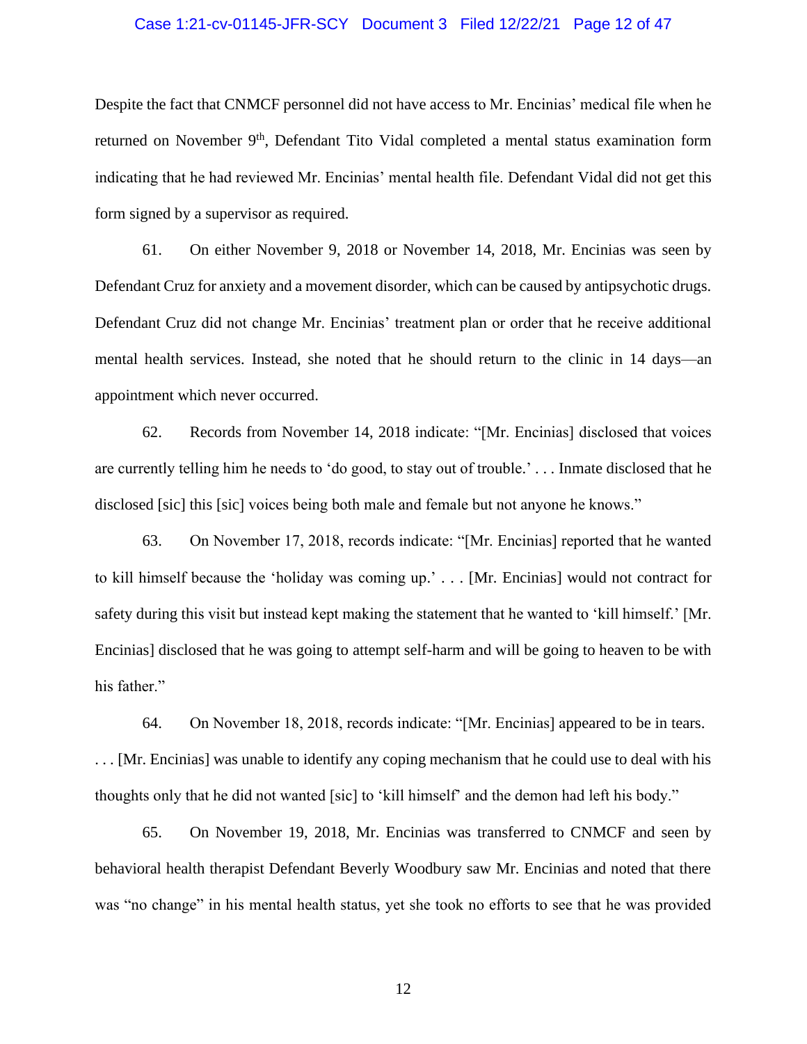Despite the fact that CNMCF personnel did not have access to Mr. Encinias' medical file when he returned on November 9th, Defendant Tito Vidal completed a mental status examination form indicating that he had reviewed Mr. Encinias' mental health file. Defendant Vidal did not get this form signed by a supervisor as required.

61. On either November 9, 2018 or November 14, 2018, Mr. Encinias was seen by Defendant Cruz for anxiety and a movement disorder, which can be caused by antipsychotic drugs. Defendant Cruz did not change Mr. Encinias' treatment plan or order that he receive additional mental health services. Instead, she noted that he should return to the clinic in 14 days—an appointment which never occurred.

62. Records from November 14, 2018 indicate: "[Mr. Encinias] disclosed that voices are currently telling him he needs to 'do good, to stay out of trouble.' . . . Inmate disclosed that he disclosed [sic] this [sic] voices being both male and female but not anyone he knows."

63. On November 17, 2018, records indicate: "[Mr. Encinias] reported that he wanted to kill himself because the 'holiday was coming up.' . . . [Mr. Encinias] would not contract for safety during this visit but instead kept making the statement that he wanted to 'kill himself.' [Mr. Encinias] disclosed that he was going to attempt self-harm and will be going to heaven to be with his father."

64. On November 18, 2018, records indicate: "[Mr. Encinias] appeared to be in tears. . . . [Mr. Encinias] was unable to identify any coping mechanism that he could use to deal with his thoughts only that he did not wanted [sic] to 'kill himself' and the demon had left his body."

65. On November 19, 2018, Mr. Encinias was transferred to CNMCF and seen by behavioral health therapist Defendant Beverly Woodbury saw Mr. Encinias and noted that there was "no change" in his mental health status, yet she took no efforts to see that he was provided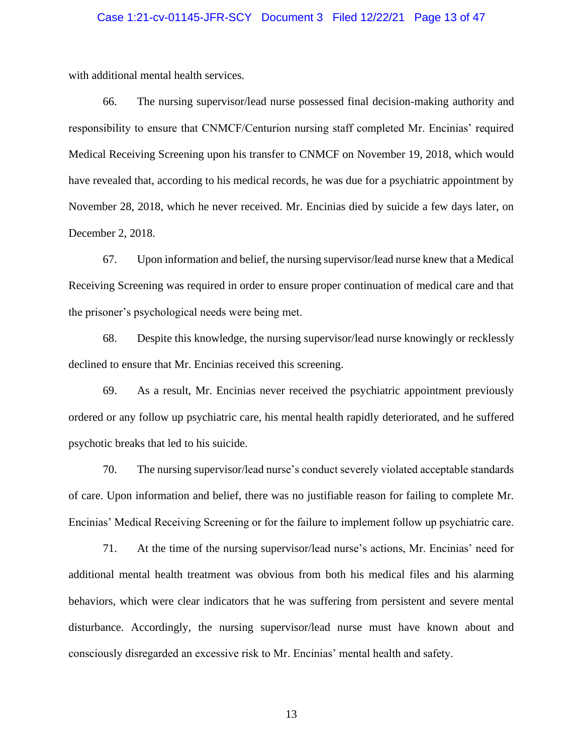with additional mental health services.

66. The nursing supervisor/lead nurse possessed final decision-making authority and responsibility to ensure that CNMCF/Centurion nursing staff completed Mr. Encinias' required Medical Receiving Screening upon his transfer to CNMCF on November 19, 2018, which would have revealed that, according to his medical records, he was due for a psychiatric appointment by November 28, 2018, which he never received. Mr. Encinias died by suicide a few days later, on December 2, 2018.

67. Upon information and belief, the nursing supervisor/lead nurse knew that a Medical Receiving Screening was required in order to ensure proper continuation of medical care and that the prisoner's psychological needs were being met.

68. Despite this knowledge, the nursing supervisor/lead nurse knowingly or recklessly declined to ensure that Mr. Encinias received this screening.

69. As a result, Mr. Encinias never received the psychiatric appointment previously ordered or any follow up psychiatric care, his mental health rapidly deteriorated, and he suffered psychotic breaks that led to his suicide.

70. The nursing supervisor/lead nurse's conduct severely violated acceptable standards of care. Upon information and belief, there was no justifiable reason for failing to complete Mr. Encinias' Medical Receiving Screening or for the failure to implement follow up psychiatric care.

71. At the time of the nursing supervisor/lead nurse's actions, Mr. Encinias' need for additional mental health treatment was obvious from both his medical files and his alarming behaviors, which were clear indicators that he was suffering from persistent and severe mental disturbance. Accordingly, the nursing supervisor/lead nurse must have known about and consciously disregarded an excessive risk to Mr. Encinias' mental health and safety.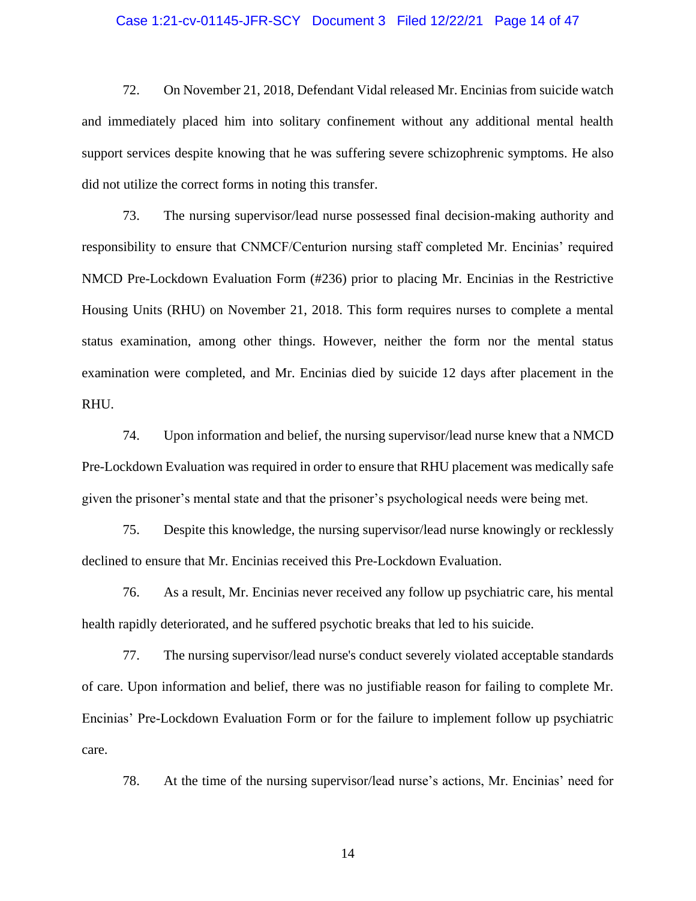72. On November 21, 2018, Defendant Vidal released Mr. Encinias from suicide watch and immediately placed him into solitary confinement without any additional mental health support services despite knowing that he was suffering severe schizophrenic symptoms. He also did not utilize the correct forms in noting this transfer.

73. The nursing supervisor/lead nurse possessed final decision-making authority and responsibility to ensure that CNMCF/Centurion nursing staff completed Mr. Encinias' required NMCD Pre-Lockdown Evaluation Form (#236) prior to placing Mr. Encinias in the Restrictive Housing Units (RHU) on November 21, 2018. This form requires nurses to complete a mental status examination, among other things. However, neither the form nor the mental status examination were completed, and Mr. Encinias died by suicide 12 days after placement in the RHU.

74. Upon information and belief, the nursing supervisor/lead nurse knew that a NMCD Pre-Lockdown Evaluation was required in order to ensure that RHU placement was medically safe given the prisoner's mental state and that the prisoner's psychological needs were being met.

75. Despite this knowledge, the nursing supervisor/lead nurse knowingly or recklessly declined to ensure that Mr. Encinias received this Pre-Lockdown Evaluation.

76. As a result, Mr. Encinias never received any follow up psychiatric care, his mental health rapidly deteriorated, and he suffered psychotic breaks that led to his suicide.

77. The nursing supervisor/lead nurse's conduct severely violated acceptable standards of care. Upon information and belief, there was no justifiable reason for failing to complete Mr. Encinias' Pre-Lockdown Evaluation Form or for the failure to implement follow up psychiatric care.

78. At the time of the nursing supervisor/lead nurse's actions, Mr. Encinias' need for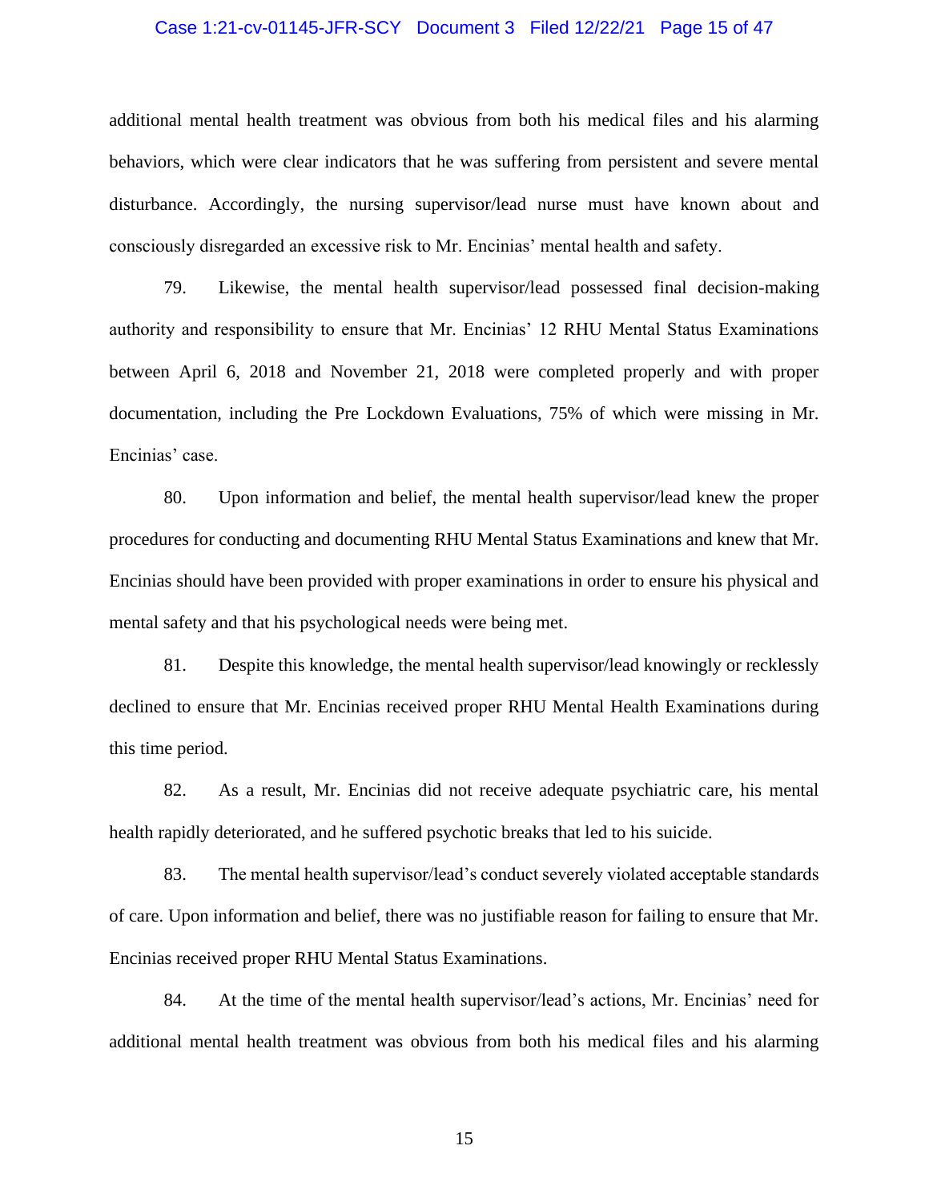additional mental health treatment was obvious from both his medical files and his alarming behaviors, which were clear indicators that he was suffering from persistent and severe mental disturbance. Accordingly, the nursing supervisor/lead nurse must have known about and consciously disregarded an excessive risk to Mr. Encinias' mental health and safety.

79. Likewise, the mental health supervisor/lead possessed final decision-making authority and responsibility to ensure that Mr. Encinias' 12 RHU Mental Status Examinations between April 6, 2018 and November 21, 2018 were completed properly and with proper documentation, including the Pre Lockdown Evaluations, 75% of which were missing in Mr. Encinias' case.

80. Upon information and belief, the mental health supervisor/lead knew the proper procedures for conducting and documenting RHU Mental Status Examinations and knew that Mr. Encinias should have been provided with proper examinations in order to ensure his physical and mental safety and that his psychological needs were being met.

81. Despite this knowledge, the mental health supervisor/lead knowingly or recklessly declined to ensure that Mr. Encinias received proper RHU Mental Health Examinations during this time period.

82. As a result, Mr. Encinias did not receive adequate psychiatric care, his mental health rapidly deteriorated, and he suffered psychotic breaks that led to his suicide.

83. The mental health supervisor/lead's conduct severely violated acceptable standards of care. Upon information and belief, there was no justifiable reason for failing to ensure that Mr. Encinias received proper RHU Mental Status Examinations.

84. At the time of the mental health supervisor/lead's actions, Mr. Encinias' need for additional mental health treatment was obvious from both his medical files and his alarming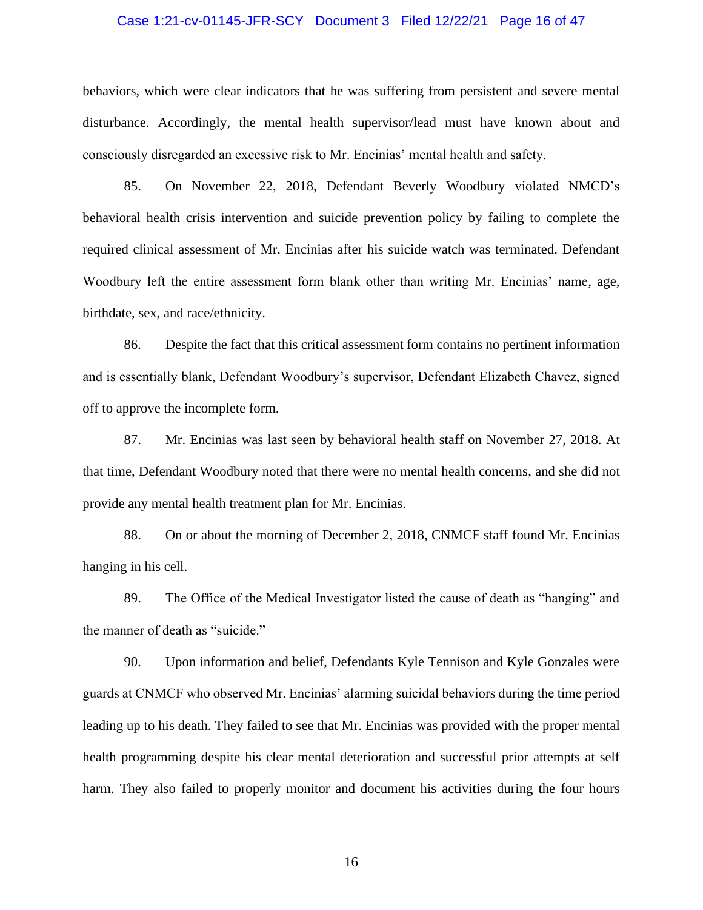behaviors, which were clear indicators that he was suffering from persistent and severe mental disturbance. Accordingly, the mental health supervisor/lead must have known about and consciously disregarded an excessive risk to Mr. Encinias' mental health and safety.

85. On November 22, 2018, Defendant Beverly Woodbury violated NMCD's behavioral health crisis intervention and suicide prevention policy by failing to complete the required clinical assessment of Mr. Encinias after his suicide watch was terminated. Defendant Woodbury left the entire assessment form blank other than writing Mr. Encinias' name, age, birthdate, sex, and race/ethnicity.

86. Despite the fact that this critical assessment form contains no pertinent information and is essentially blank, Defendant Woodbury's supervisor, Defendant Elizabeth Chavez, signed off to approve the incomplete form.

87. Mr. Encinias was last seen by behavioral health staff on November 27, 2018. At that time, Defendant Woodbury noted that there were no mental health concerns, and she did not provide any mental health treatment plan for Mr. Encinias.

88. On or about the morning of December 2, 2018, CNMCF staff found Mr. Encinias hanging in his cell.

89. The Office of the Medical Investigator listed the cause of death as "hanging" and the manner of death as "suicide."

90. Upon information and belief, Defendants Kyle Tennison and Kyle Gonzales were guards at CNMCF who observed Mr. Encinias' alarming suicidal behaviors during the time period leading up to his death. They failed to see that Mr. Encinias was provided with the proper mental health programming despite his clear mental deterioration and successful prior attempts at self harm. They also failed to properly monitor and document his activities during the four hours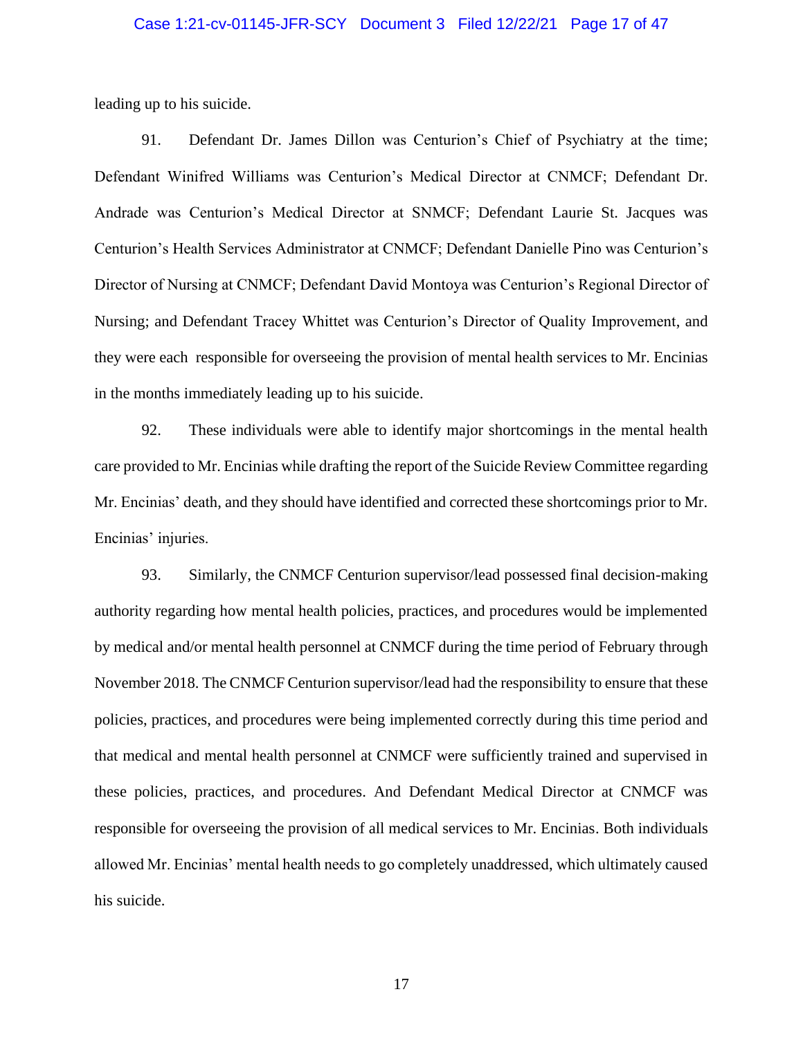leading up to his suicide.

91. Defendant Dr. James Dillon was Centurion's Chief of Psychiatry at the time; Defendant Winifred Williams was Centurion's Medical Director at CNMCF; Defendant Dr. Andrade was Centurion's Medical Director at SNMCF; Defendant Laurie St. Jacques was Centurion's Health Services Administrator at CNMCF; Defendant Danielle Pino was Centurion's Director of Nursing at CNMCF; Defendant David Montoya was Centurion's Regional Director of Nursing; and Defendant Tracey Whittet was Centurion's Director of Quality Improvement, and they were each responsible for overseeing the provision of mental health services to Mr. Encinias in the months immediately leading up to his suicide.

92. These individuals were able to identify major shortcomings in the mental health care provided to Mr. Encinias while drafting the report of the Suicide Review Committee regarding Mr. Encinias' death, and they should have identified and corrected these shortcomings prior to Mr. Encinias' injuries.

93. Similarly, the CNMCF Centurion supervisor/lead possessed final decision-making authority regarding how mental health policies, practices, and procedures would be implemented by medical and/or mental health personnel at CNMCF during the time period of February through November 2018. The CNMCF Centurion supervisor/lead had the responsibility to ensure that these policies, practices, and procedures were being implemented correctly during this time period and that medical and mental health personnel at CNMCF were sufficiently trained and supervised in these policies, practices, and procedures. And Defendant Medical Director at CNMCF was responsible for overseeing the provision of all medical services to Mr. Encinias. Both individuals allowed Mr. Encinias' mental health needs to go completely unaddressed, which ultimately caused his suicide.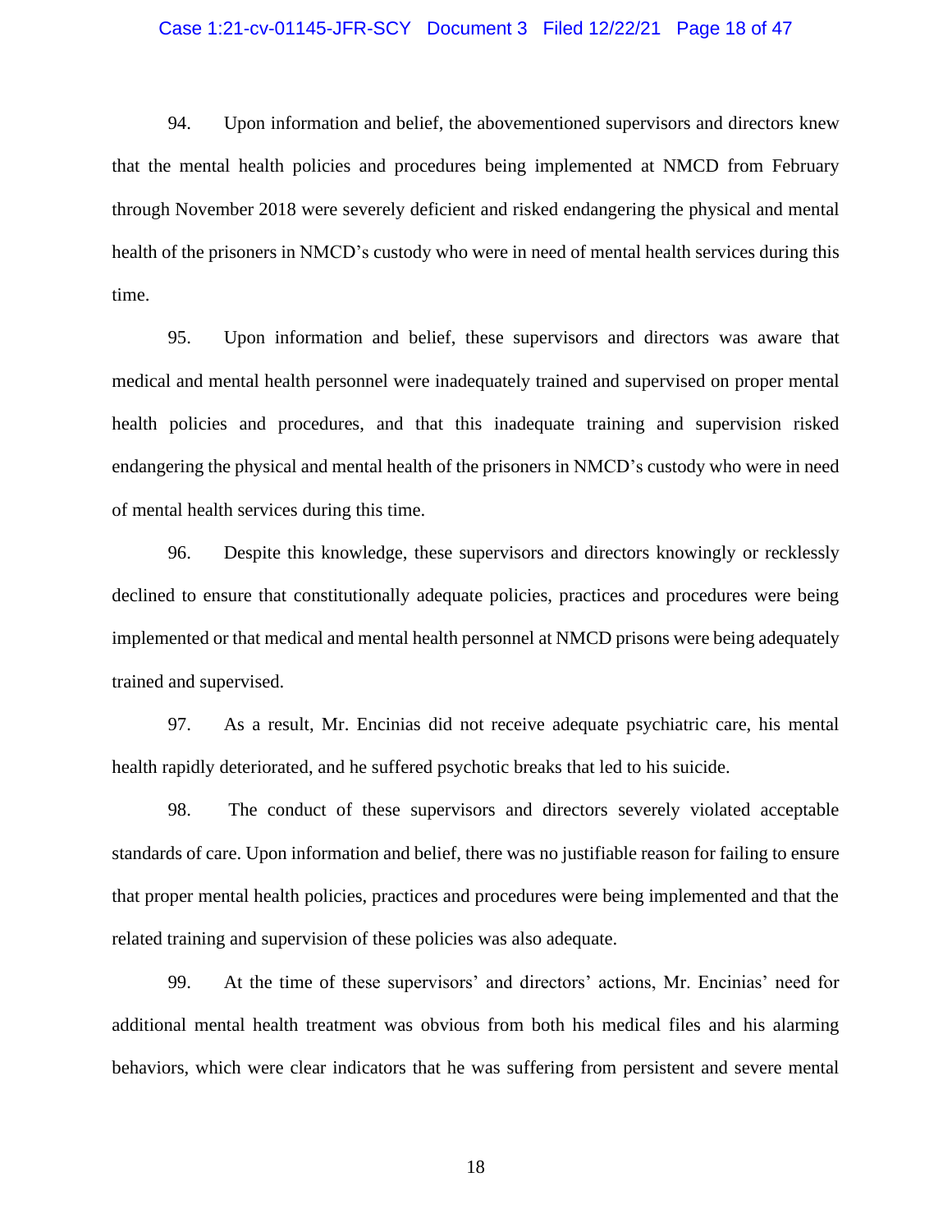94. Upon information and belief, the abovementioned supervisors and directors knew that the mental health policies and procedures being implemented at NMCD from February through November 2018 were severely deficient and risked endangering the physical and mental health of the prisoners in NMCD's custody who were in need of mental health services during this time.

95. Upon information and belief, these supervisors and directors was aware that medical and mental health personnel were inadequately trained and supervised on proper mental health policies and procedures, and that this inadequate training and supervision risked endangering the physical and mental health of the prisoners in NMCD's custody who were in need of mental health services during this time.

96. Despite this knowledge, these supervisors and directors knowingly or recklessly declined to ensure that constitutionally adequate policies, practices and procedures were being implemented or that medical and mental health personnel at NMCD prisons were being adequately trained and supervised.

97. As a result, Mr. Encinias did not receive adequate psychiatric care, his mental health rapidly deteriorated, and he suffered psychotic breaks that led to his suicide.

98. The conduct of these supervisors and directors severely violated acceptable standards of care. Upon information and belief, there was no justifiable reason for failing to ensure that proper mental health policies, practices and procedures were being implemented and that the related training and supervision of these policies was also adequate.

99. At the time of these supervisors' and directors' actions, Mr. Encinias' need for additional mental health treatment was obvious from both his medical files and his alarming behaviors, which were clear indicators that he was suffering from persistent and severe mental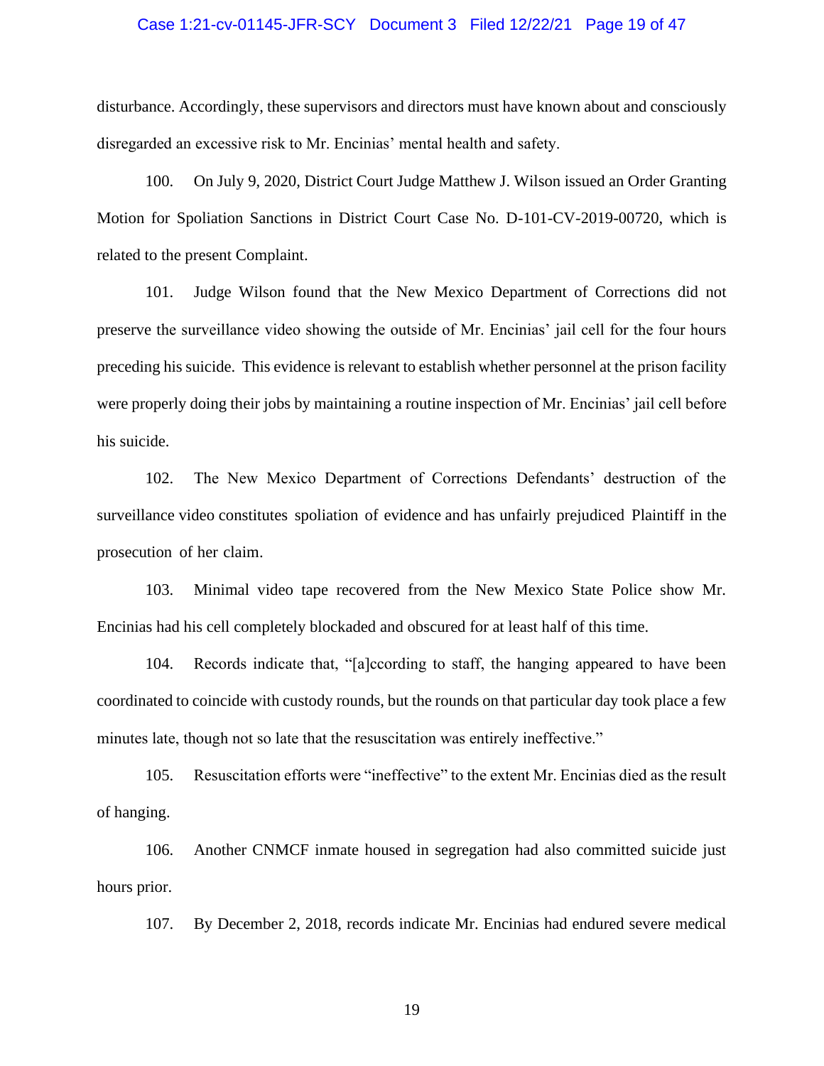disturbance. Accordingly, these supervisors and directors must have known about and consciously disregarded an excessive risk to Mr. Encinias' mental health and safety.

100. On July 9, 2020, District Court Judge Matthew J. Wilson issued an Order Granting Motion for Spoliation Sanctions in District Court Case No. D-101-CV-2019-00720, which is related to the present Complaint.

101. Judge Wilson found that the New Mexico Department of Corrections did not preserve the surveillance video showing the outside of Mr. Encinias' jail cell for the four hours preceding his suicide. This evidence is relevant to establish whether personnel at the prison facility were properly doing their jobs by maintaining a routine inspection of Mr. Encinias' jail cell before his suicide.

102. The New Mexico Department of Corrections Defendants' destruction of the surveillance video constitutes spoliation of evidence and has unfairly prejudiced Plaintiff in the prosecution of her claim.

103. Minimal video tape recovered from the New Mexico State Police show Mr. Encinias had his cell completely blockaded and obscured for at least half of this time.

104. Records indicate that, "[a]ccording to staff, the hanging appeared to have been coordinated to coincide with custody rounds, but the rounds on that particular day took place a few minutes late, though not so late that the resuscitation was entirely ineffective."

105. Resuscitation efforts were "ineffective" to the extent Mr. Encinias died as the result of hanging.

106. Another CNMCF inmate housed in segregation had also committed suicide just hours prior.

107. By December 2, 2018, records indicate Mr. Encinias had endured severe medical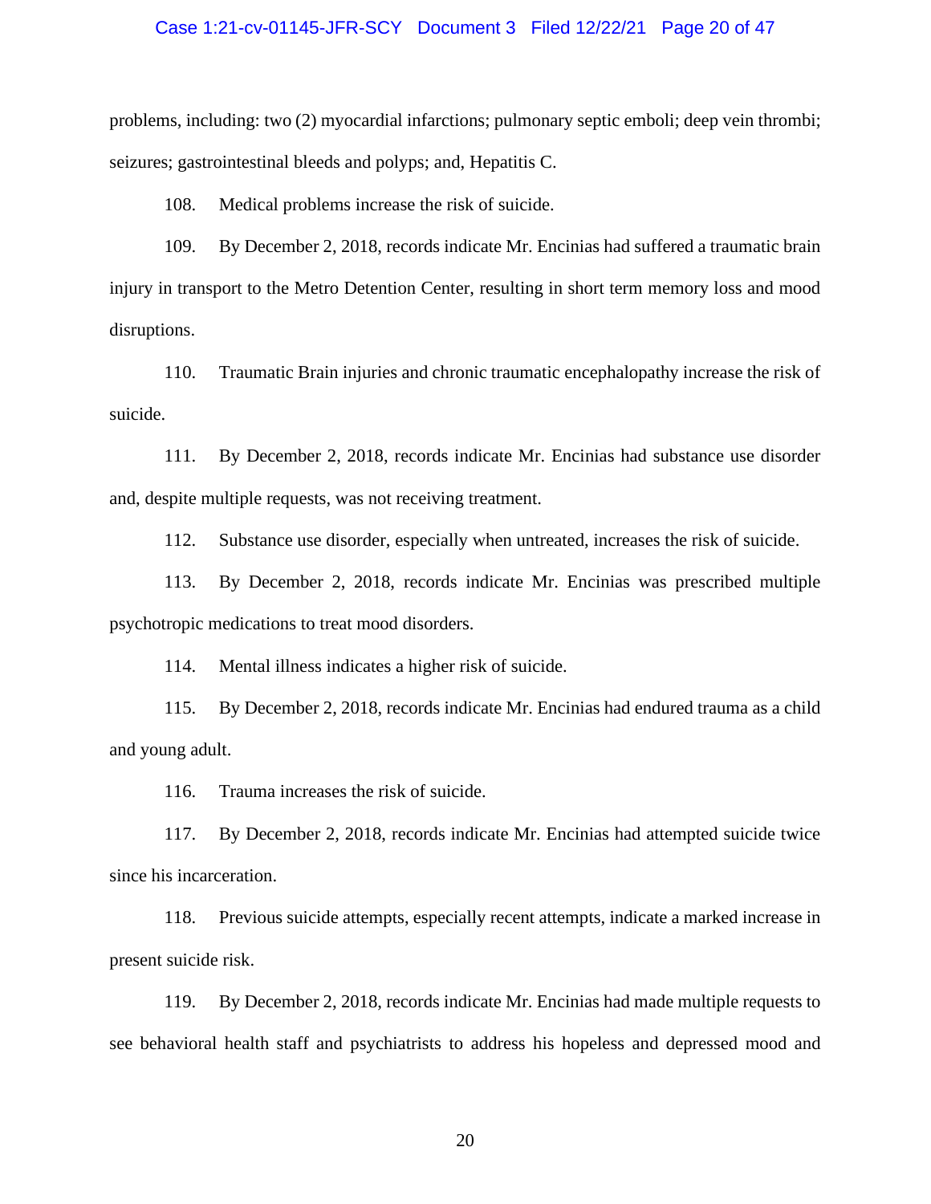problems, including: two (2) myocardial infarctions; pulmonary septic emboli; deep vein thrombi; seizures; gastrointestinal bleeds and polyps; and, Hepatitis C.

108. Medical problems increase the risk of suicide.

109. By December 2, 2018, records indicate Mr. Encinias had suffered a traumatic brain injury in transport to the Metro Detention Center, resulting in short term memory loss and mood disruptions.

110. Traumatic Brain injuries and chronic traumatic encephalopathy increase the risk of suicide.

111. By December 2, 2018, records indicate Mr. Encinias had substance use disorder and, despite multiple requests, was not receiving treatment.

112. Substance use disorder, especially when untreated, increases the risk of suicide.

113. By December 2, 2018, records indicate Mr. Encinias was prescribed multiple psychotropic medications to treat mood disorders.

114. Mental illness indicates a higher risk of suicide.

115. By December 2, 2018, records indicate Mr. Encinias had endured trauma as a child and young adult.

116. Trauma increases the risk of suicide.

117. By December 2, 2018, records indicate Mr. Encinias had attempted suicide twice since his incarceration.

118. Previous suicide attempts, especially recent attempts, indicate a marked increase in present suicide risk.

119. By December 2, 2018, records indicate Mr. Encinias had made multiple requests to see behavioral health staff and psychiatrists to address his hopeless and depressed mood and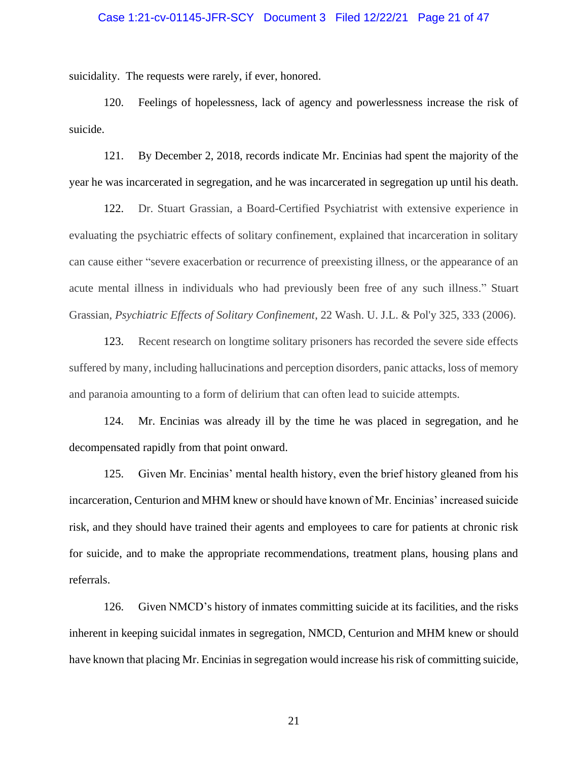suicidality. The requests were rarely, if ever, honored.

120. Feelings of hopelessness, lack of agency and powerlessness increase the risk of suicide.

121. By December 2, 2018, records indicate Mr. Encinias had spent the majority of the year he was incarcerated in segregation, and he was incarcerated in segregation up until his death.

122. Dr. Stuart Grassian, a Board-Certified Psychiatrist with extensive experience in evaluating the psychiatric effects of solitary confinement, explained that incarceration in solitary can cause either "severe exacerbation or recurrence of preexisting illness, or the appearance of an acute mental illness in individuals who had previously been free of any such illness." Stuart Grassian, *Psychiatric Effects of Solitary Confinement*, 22 Wash. U. J.L. & Pol'y 325, 333 (2006).

123. Recent research on longtime solitary prisoners has recorded the severe side effects suffered by many, including hallucinations and perception disorders, panic attacks, loss of memory and paranoia amounting to a form of delirium that can often lead to suicide attempts.

124. Mr. Encinias was already ill by the time he was placed in segregation, and he decompensated rapidly from that point onward.

125. Given Mr. Encinias' mental health history, even the brief history gleaned from his incarceration, Centurion and MHM knew or should have known of Mr. Encinias' increased suicide risk, and they should have trained their agents and employees to care for patients at chronic risk for suicide, and to make the appropriate recommendations, treatment plans, housing plans and referrals.

126. Given NMCD's history of inmates committing suicide at its facilities, and the risks inherent in keeping suicidal inmates in segregation, NMCD, Centurion and MHM knew or should have known that placing Mr. Encinias in segregation would increase his risk of committing suicide,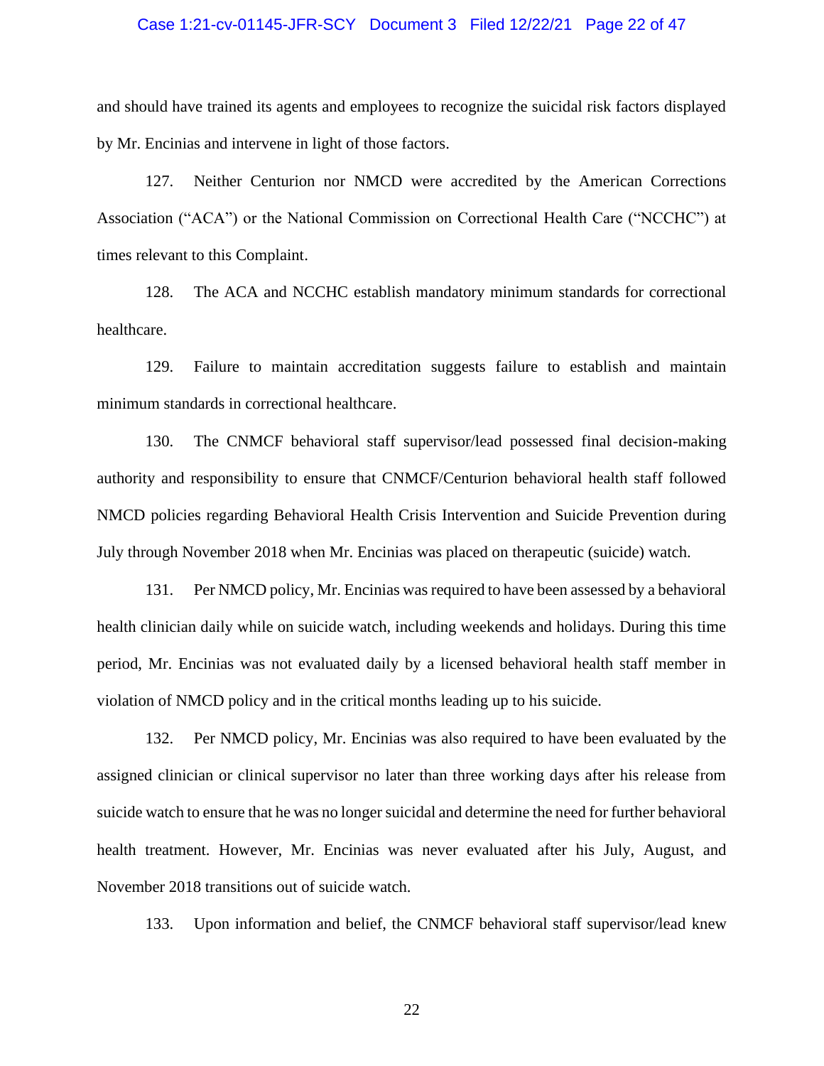and should have trained its agents and employees to recognize the suicidal risk factors displayed by Mr. Encinias and intervene in light of those factors.

127. Neither Centurion nor NMCD were accredited by the American Corrections Association ("ACA") or the National Commission on Correctional Health Care ("NCCHC") at times relevant to this Complaint.

128. The ACA and NCCHC establish mandatory minimum standards for correctional healthcare.

129. Failure to maintain accreditation suggests failure to establish and maintain minimum standards in correctional healthcare.

130. The CNMCF behavioral staff supervisor/lead possessed final decision-making authority and responsibility to ensure that CNMCF/Centurion behavioral health staff followed NMCD policies regarding Behavioral Health Crisis Intervention and Suicide Prevention during July through November 2018 when Mr. Encinias was placed on therapeutic (suicide) watch.

131. Per NMCD policy, Mr. Encinias was required to have been assessed by a behavioral health clinician daily while on suicide watch, including weekends and holidays. During this time period, Mr. Encinias was not evaluated daily by a licensed behavioral health staff member in violation of NMCD policy and in the critical months leading up to his suicide.

132. Per NMCD policy, Mr. Encinias was also required to have been evaluated by the assigned clinician or clinical supervisor no later than three working days after his release from suicide watch to ensure that he was no longer suicidal and determine the need for further behavioral health treatment. However, Mr. Encinias was never evaluated after his July, August, and November 2018 transitions out of suicide watch.

133. Upon information and belief, the CNMCF behavioral staff supervisor/lead knew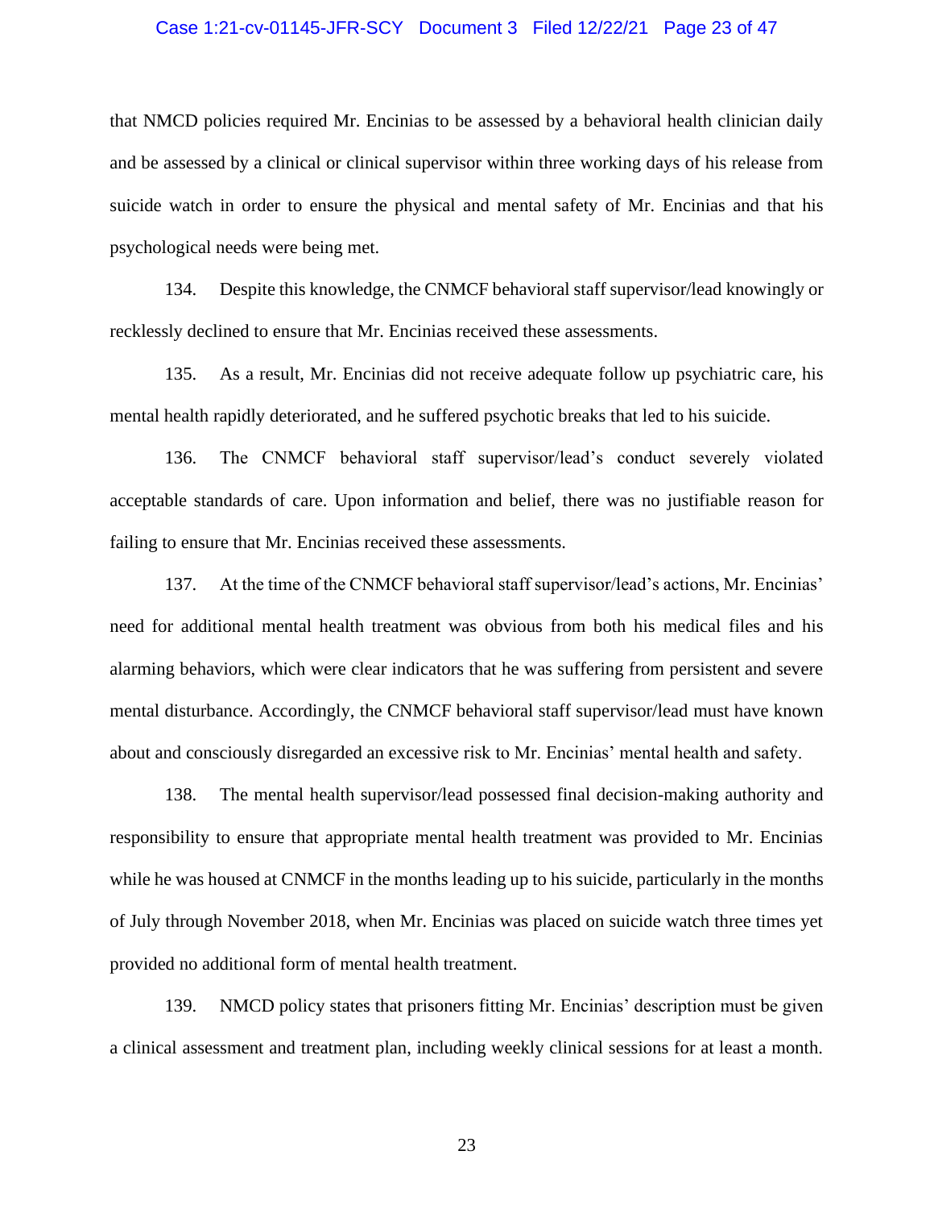that NMCD policies required Mr. Encinias to be assessed by a behavioral health clinician daily and be assessed by a clinical or clinical supervisor within three working days of his release from suicide watch in order to ensure the physical and mental safety of Mr. Encinias and that his psychological needs were being met.

134. Despite this knowledge, the CNMCF behavioral staff supervisor/lead knowingly or recklessly declined to ensure that Mr. Encinias received these assessments.

135. As a result, Mr. Encinias did not receive adequate follow up psychiatric care, his mental health rapidly deteriorated, and he suffered psychotic breaks that led to his suicide.

136. The CNMCF behavioral staff supervisor/lead's conduct severely violated acceptable standards of care. Upon information and belief, there was no justifiable reason for failing to ensure that Mr. Encinias received these assessments.

137. At the time of the CNMCF behavioral staff supervisor/lead's actions, Mr. Encinias' need for additional mental health treatment was obvious from both his medical files and his alarming behaviors, which were clear indicators that he was suffering from persistent and severe mental disturbance. Accordingly, the CNMCF behavioral staff supervisor/lead must have known about and consciously disregarded an excessive risk to Mr. Encinias' mental health and safety.

138. The mental health supervisor/lead possessed final decision-making authority and responsibility to ensure that appropriate mental health treatment was provided to Mr. Encinias while he was housed at CNMCF in the months leading up to his suicide, particularly in the months of July through November 2018, when Mr. Encinias was placed on suicide watch three times yet provided no additional form of mental health treatment.

139. NMCD policy states that prisoners fitting Mr. Encinias' description must be given a clinical assessment and treatment plan, including weekly clinical sessions for at least a month.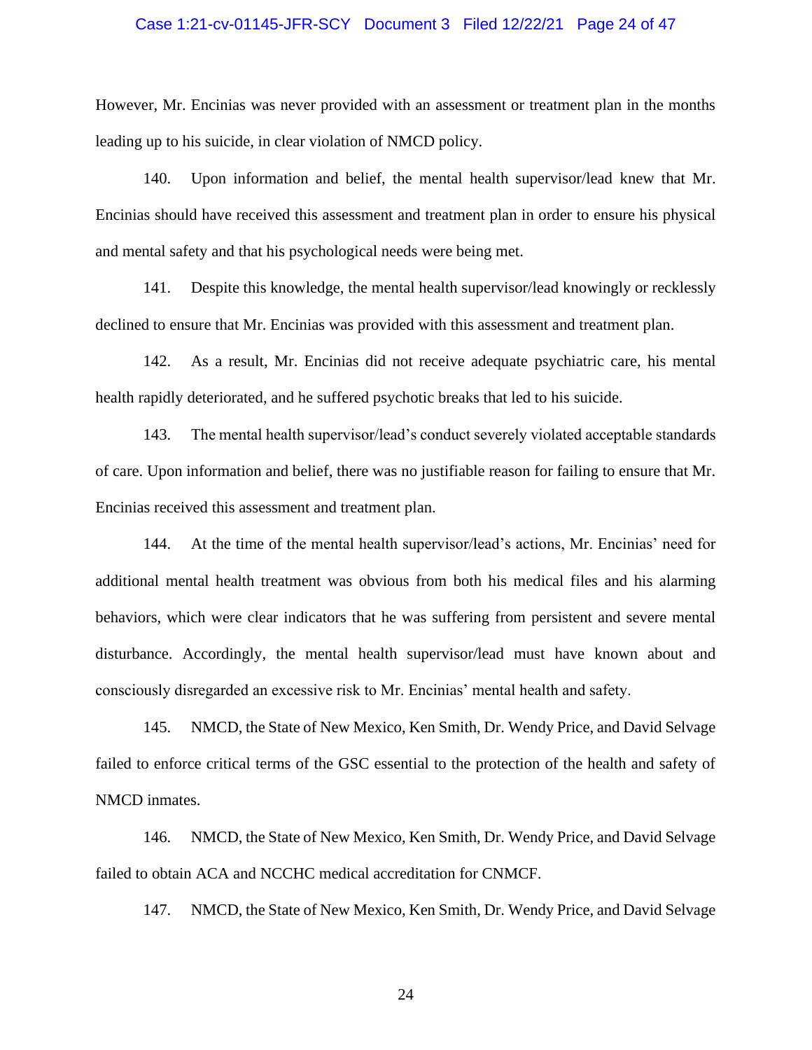However, Mr. Encinias was never provided with an assessment or treatment plan in the months leading up to his suicide, in clear violation of NMCD policy.

140. Upon information and belief, the mental health supervisor/lead knew that Mr. Encinias should have received this assessment and treatment plan in order to ensure his physical and mental safety and that his psychological needs were being met.

141. Despite this knowledge, the mental health supervisor/lead knowingly or recklessly declined to ensure that Mr. Encinias was provided with this assessment and treatment plan.

142. As a result, Mr. Encinias did not receive adequate psychiatric care, his mental health rapidly deteriorated, and he suffered psychotic breaks that led to his suicide.

143. The mental health supervisor/lead's conduct severely violated acceptable standards of care. Upon information and belief, there was no justifiable reason for failing to ensure that Mr. Encinias received this assessment and treatment plan.

144. At the time of the mental health supervisor/lead's actions, Mr. Encinias' need for additional mental health treatment was obvious from both his medical files and his alarming behaviors, which were clear indicators that he was suffering from persistent and severe mental disturbance. Accordingly, the mental health supervisor/lead must have known about and consciously disregarded an excessive risk to Mr. Encinias' mental health and safety.

145. NMCD, the State of New Mexico, Ken Smith, Dr. Wendy Price, and David Selvage failed to enforce critical terms of the GSC essential to the protection of the health and safety of NMCD inmates.

146. NMCD, the State of New Mexico, Ken Smith, Dr. Wendy Price, and David Selvage failed to obtain ACA and NCCHC medical accreditation for CNMCF.

147. NMCD, the State of New Mexico, Ken Smith, Dr. Wendy Price, and David Selvage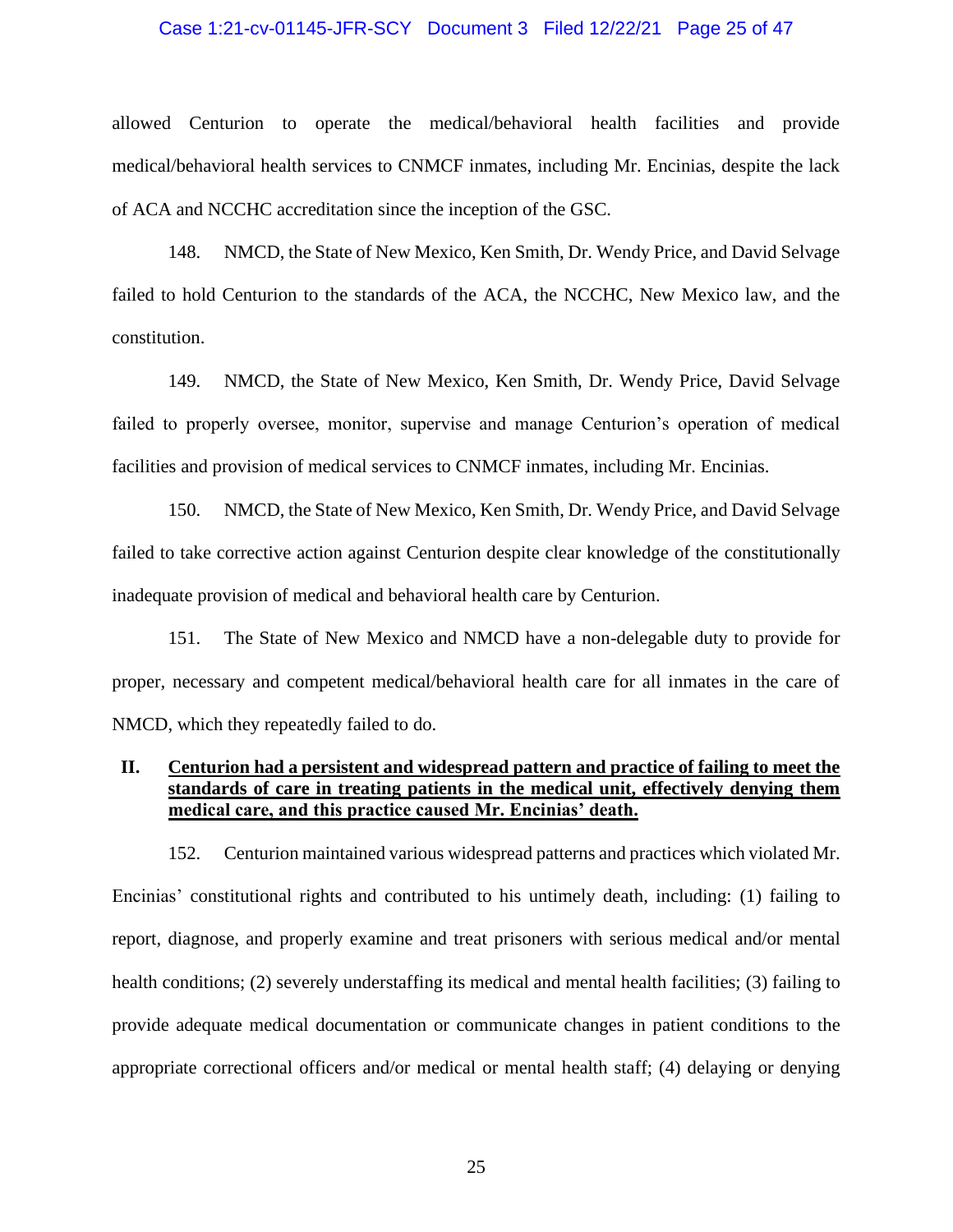allowed Centurion to operate the medical/behavioral health facilities and provide medical/behavioral health services to CNMCF inmates, including Mr. Encinias, despite the lack of ACA and NCCHC accreditation since the inception of the GSC.

148. NMCD, the State of New Mexico, Ken Smith, Dr. Wendy Price, and David Selvage failed to hold Centurion to the standards of the ACA, the NCCHC, New Mexico law, and the constitution.

149. NMCD, the State of New Mexico, Ken Smith, Dr. Wendy Price, David Selvage failed to properly oversee, monitor, supervise and manage Centurion's operation of medical facilities and provision of medical services to CNMCF inmates, including Mr. Encinias.

150. NMCD, the State of New Mexico, Ken Smith, Dr. Wendy Price, and David Selvage failed to take corrective action against Centurion despite clear knowledge of the constitutionally inadequate provision of medical and behavioral health care by Centurion.

151. The State of New Mexico and NMCD have a non-delegable duty to provide for proper, necessary and competent medical/behavioral health care for all inmates in the care of NMCD, which they repeatedly failed to do.

## II. <u>Centurion had a persistent and widespread pattern and practice of failing to meet the standards of care in treating patients in the medical unit, effectively denying them medical care, and this practice caused Mr. Encinias' death.</u>

152. Centurion maintained various widespread patterns and practices which violated Mr. Encinias' constitutional rights and contributed to his untimely death, including: (1) failing to report, diagnose, and properly examine and treat prisoners with serious medical and/or mental health conditions; (2) severely understaffing its medical and mental health facilities; (3) failing to provide adequate medical documentation or communicate changes in patient conditions to the appropriate correctional officers and/or medical or mental health staff; (4) delaying or denying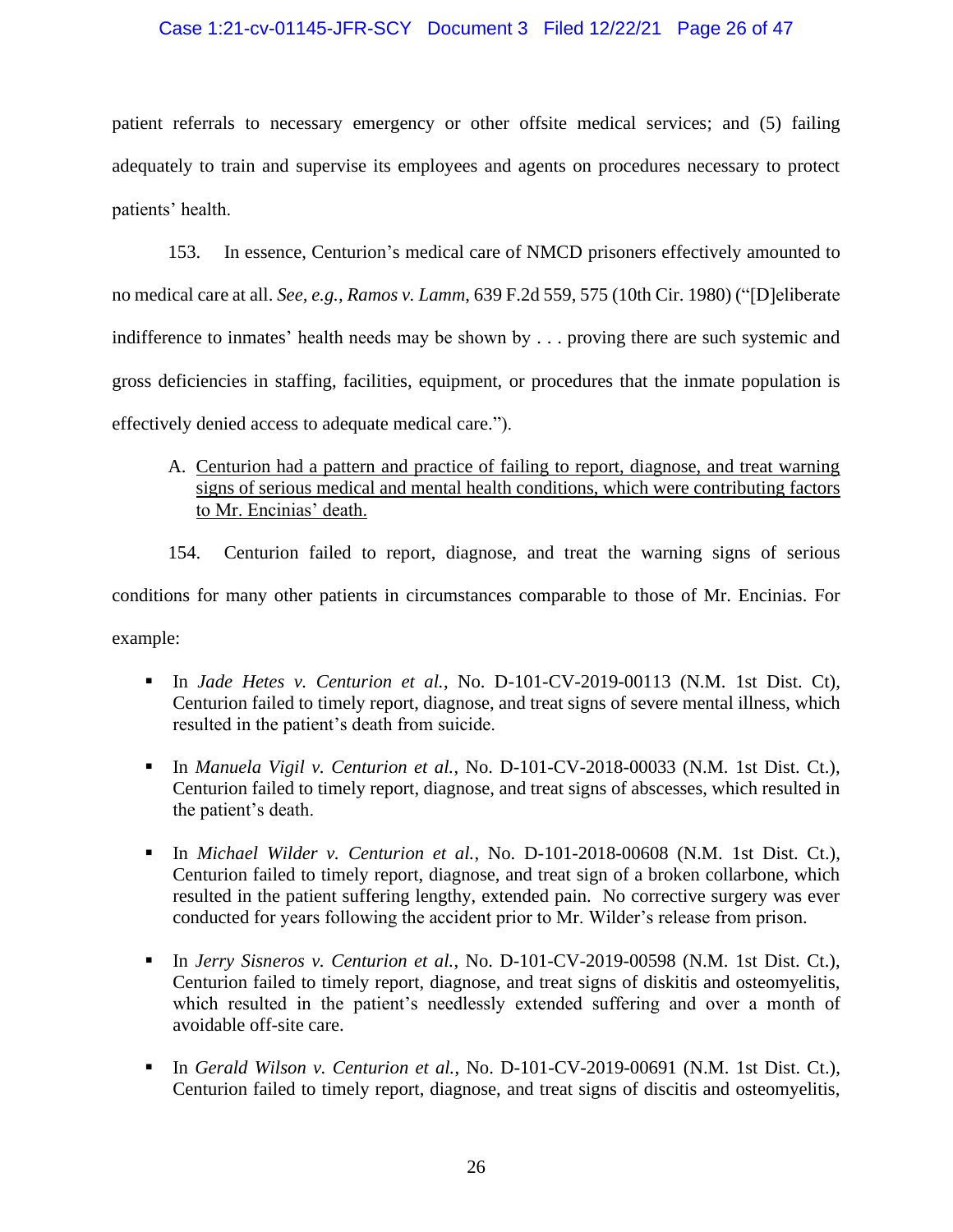patient referrals to necessary emergency or other offsite medical services; and (5) failing adequately to train and supervise its employees and agents on procedures necessary to protect patients' health.

153. In essence, Centurion's medical care of NMCD prisoners effectively amounted to no medical care at all. *See, e.g., Ramos v. Lamm*, 639 F.2d 559, 575 (10th Cir. 1980) ("[D]eliberate indifference to inmates' health needs may be shown by . . . proving there are such systemic and gross deficiencies in staffing, facilities, equipment, or procedures that the inmate population is effectively denied access to adequate medical care.").

A. <u>Centurion had a pattern and practice of failing to report, diagnose, and treat warning signs of serious medical and mental health conditions, which were contributing factors to Mr. Encinias' death.</u>

154. Centurion failed to report, diagnose, and treat the warning signs of serious conditions for many other patients in circumstances comparable to those of Mr. Encinias. For example:

- In *Jade Hetes v. Centurion et al.*, No. D-101-CV-2019-00113 (N.M. 1st Dist. Ct), Centurion failed to timely report, diagnose, and treat signs of severe mental illness, which resulted in the patient's death from suicide.
- In *Manuela Vigil v. Centurion et al.*, No. D-101-CV-2018-00033 (N.M. 1st Dist. Ct.), Centurion failed to timely report, diagnose, and treat signs of abscesses, which resulted in the patient's death.
- In *Michael Wilder v. Centurion et al.*, No. D-101-2018-00608 (N.M. 1st Dist. Ct.), Centurion failed to timely report, diagnose, and treat sign of a broken collarbone, which resulted in the patient suffering lengthy, extended pain. No corrective surgery was ever conducted for years following the accident prior to Mr. Wilder's release from prison.
- In *Jerry Sisneros v. Centurion et al.*, No. D-101-CV-2019-00598 (N.M. 1st Dist. Ct.), Centurion failed to timely report, diagnose, and treat signs of diskitis and osteomyelitis, which resulted in the patient's needlessly extended suffering and over a month of avoidable off-site care.
- In *Gerald Wilson v. Centurion et al.*, No. D-101-CV-2019-00691 (N.M. 1st Dist. Ct.), Centurion failed to timely report, diagnose, and treat signs of discitis and osteomyelitis,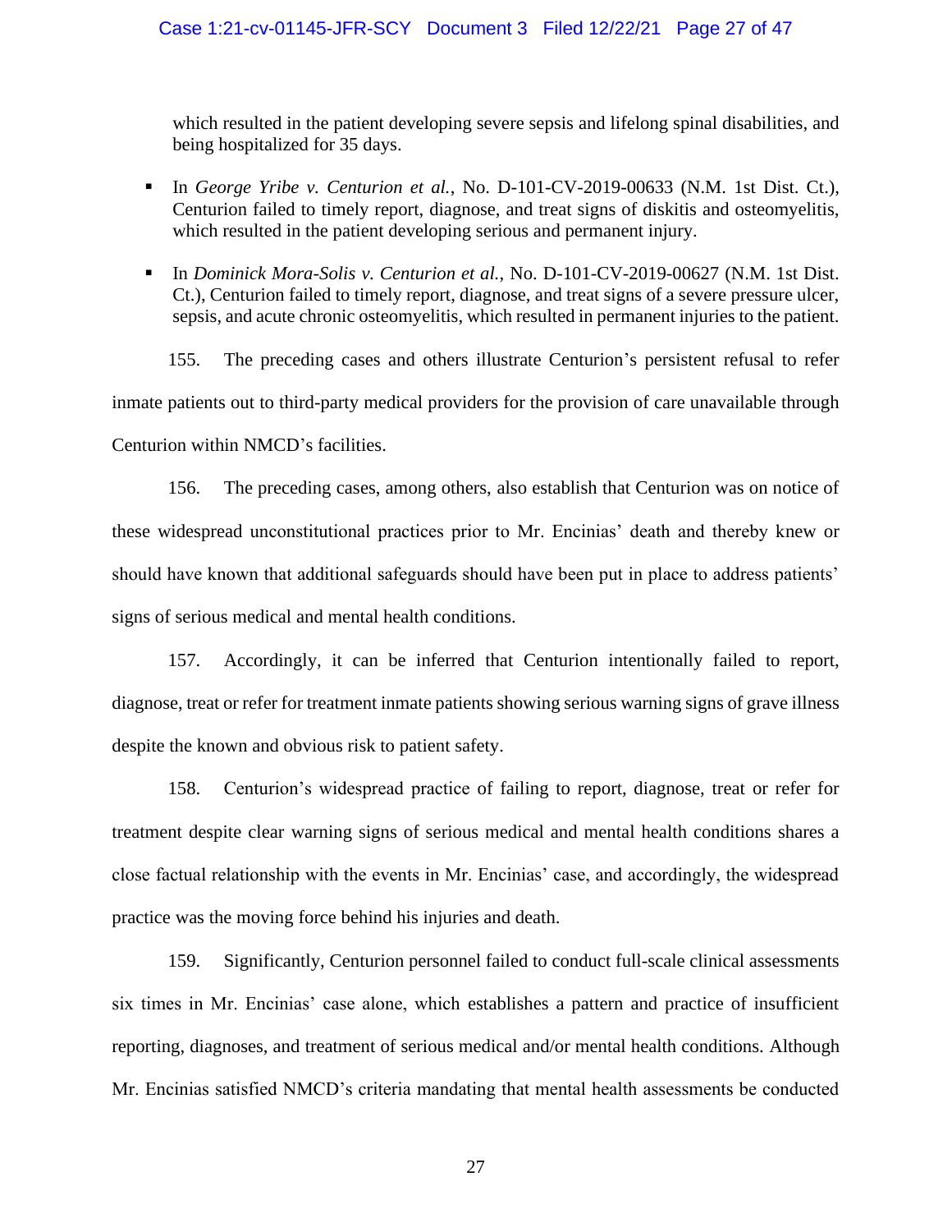which resulted in the patient developing severe sepsis and lifelong spinal disabilities, and being hospitalized for 35 days.

- In *George Yribe v. Centurion et al.*, No. D-101-CV-2019-00633 (N.M. 1st Dist. Ct.), Centurion failed to timely report, diagnose, and treat signs of diskitis and osteomyelitis, which resulted in the patient developing serious and permanent injury.
- In *Dominick Mora-Solis v. Centurion et al.*, No. D-101-CV-2019-00627 (N.M. 1st Dist. Ct.), Centurion failed to timely report, diagnose, and treat signs of a severe pressure ulcer, sepsis, and acute chronic osteomyelitis, which resulted in permanent injuries to the patient.

155. The preceding cases and others illustrate Centurion's persistent refusal to refer inmate patients out to third-party medical providers for the provision of care unavailable through Centurion within NMCD's facilities.

156. The preceding cases, among others, also establish that Centurion was on notice of these widespread unconstitutional practices prior to Mr. Encinias' death and thereby knew or should have known that additional safeguards should have been put in place to address patients' signs of serious medical and mental health conditions.

157. Accordingly, it can be inferred that Centurion intentionally failed to report, diagnose, treat or refer for treatment inmate patients showing serious warning signs of grave illness despite the known and obvious risk to patient safety.

158. Centurion's widespread practice of failing to report, diagnose, treat or refer for treatment despite clear warning signs of serious medical and mental health conditions shares a close factual relationship with the events in Mr. Encinias' case, and accordingly, the widespread practice was the moving force behind his injuries and death.

159. Significantly, Centurion personnel failed to conduct full-scale clinical assessments six times in Mr. Encinias' case alone, which establishes a pattern and practice of insufficient reporting, diagnoses, and treatment of serious medical and/or mental health conditions. Although Mr. Encinias satisfied NMCD's criteria mandating that mental health assessments be conducted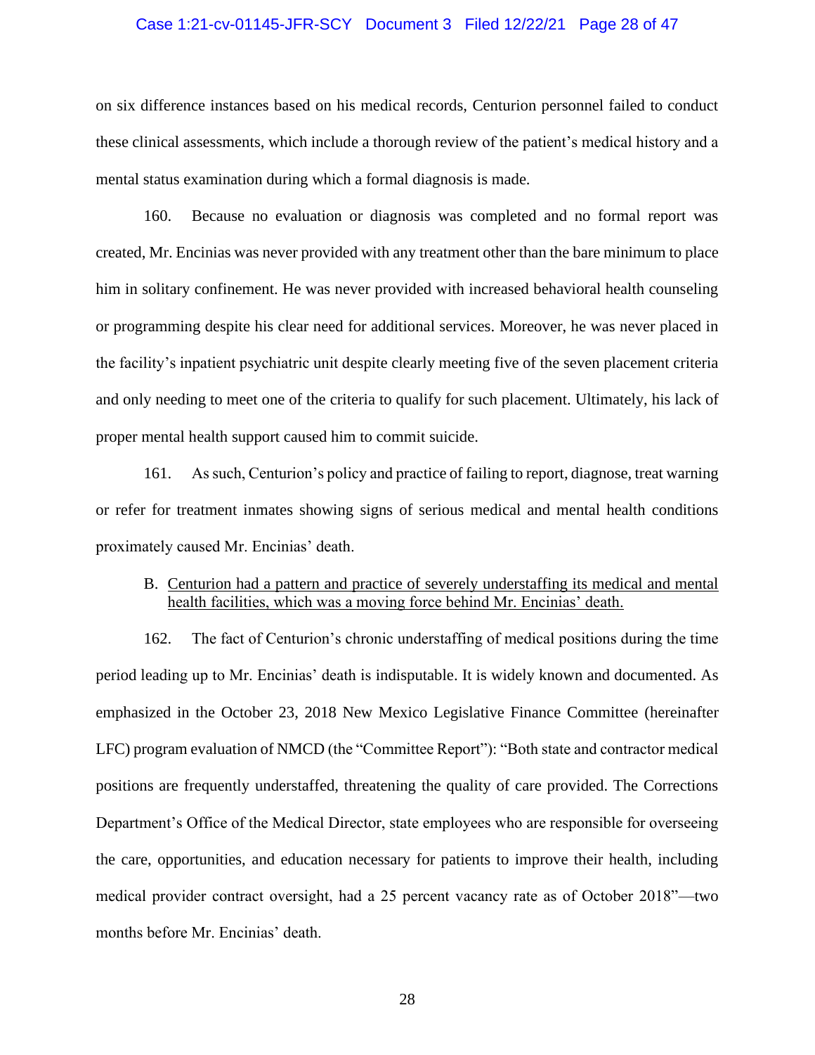on six difference instances based on his medical records, Centurion personnel failed to conduct these clinical assessments, which include a thorough review of the patient's medical history and a mental status examination during which a formal diagnosis is made.

160. Because no evaluation or diagnosis was completed and no formal report was created, Mr. Encinias was never provided with any treatment other than the bare minimum to place him in solitary confinement. He was never provided with increased behavioral health counseling or programming despite his clear need for additional services. Moreover, he was never placed in the facility's inpatient psychiatric unit despite clearly meeting five of the seven placement criteria and only needing to meet one of the criteria to qualify for such placement. Ultimately, his lack of proper mental health support caused him to commit suicide.

161. As such, Centurion's policy and practice of failing to report, diagnose, treat warning or refer for treatment inmates showing signs of serious medical and mental health conditions proximately caused Mr. Encinias' death.

B. <u>Centurion had a pattern and practice of severely understaffing its medical and mental health facilities, which was a moving force behind Mr. Encinias' death.</u>

162. The fact of Centurion's chronic understaffing of medical positions during the time period leading up to Mr. Encinias' death is indisputable. It is widely known and documented. As emphasized in the October 23, 2018 New Mexico Legislative Finance Committee (hereinafter LFC) program evaluation of NMCD (the "Committee Report"): "Both state and contractor medical positions are frequently understaffed, threatening the quality of care provided. The Corrections Department's Office of the Medical Director, state employees who are responsible for overseeing the care, opportunities, and education necessary for patients to improve their health, including medical provider contract oversight, had a 25 percent vacancy rate as of October 2018"—two months before Mr. Encinias' death.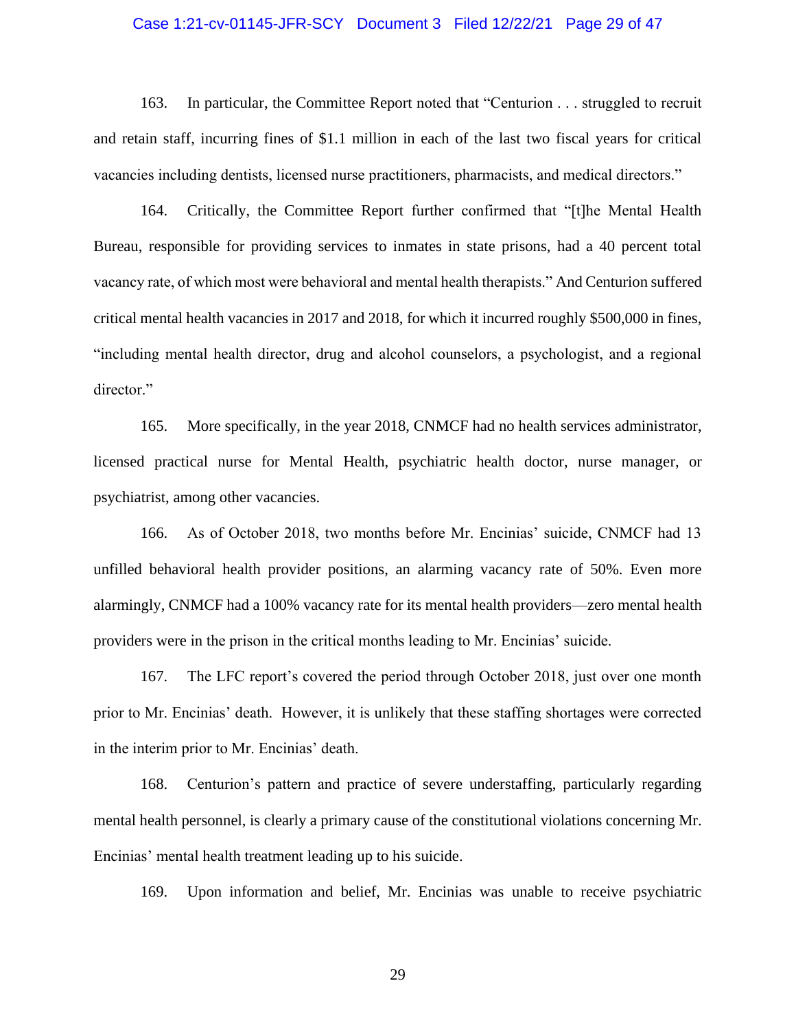163. In particular, the Committee Report noted that "Centurion . . . struggled to recruit and retain staff, incurring fines of $1.1 million in each of the last two fiscal years for critical vacancies including dentists, licensed nurse practitioners, pharmacists, and medical directors."

164. Critically, the Committee Report further confirmed that "[t]he Mental Health Bureau, responsible for providing services to inmates in state prisons, had a 40 percent total vacancy rate, of which most were behavioral and mental health therapists." And Centurion suffered critical mental health vacancies in 2017 and 2018, for which it incurred roughly $500,000 in fines, "including mental health director, drug and alcohol counselors, a psychologist, and a regional director."

165. More specifically, in the year 2018, CNMCF had no health services administrator, licensed practical nurse for Mental Health, psychiatric health doctor, nurse manager, or psychiatrist, among other vacancies.

166. As of October 2018, two months before Mr. Encinias' suicide, CNMCF had 13 unfilled behavioral health provider positions, an alarming vacancy rate of 50%. Even more alarmingly, CNMCF had a 100% vacancy rate for its mental health providers—zero mental health providers were in the prison in the critical months leading to Mr. Encinias' suicide.

167. The LFC report's covered the period through October 2018, just over one month prior to Mr. Encinias' death. However, it is unlikely that these staffing shortages were corrected in the interim prior to Mr. Encinias' death.

168. Centurion's pattern and practice of severe understaffing, particularly regarding mental health personnel, is clearly a primary cause of the constitutional violations concerning Mr. Encinias' mental health treatment leading up to his suicide.

169. Upon information and belief, Mr. Encinias was unable to receive psychiatric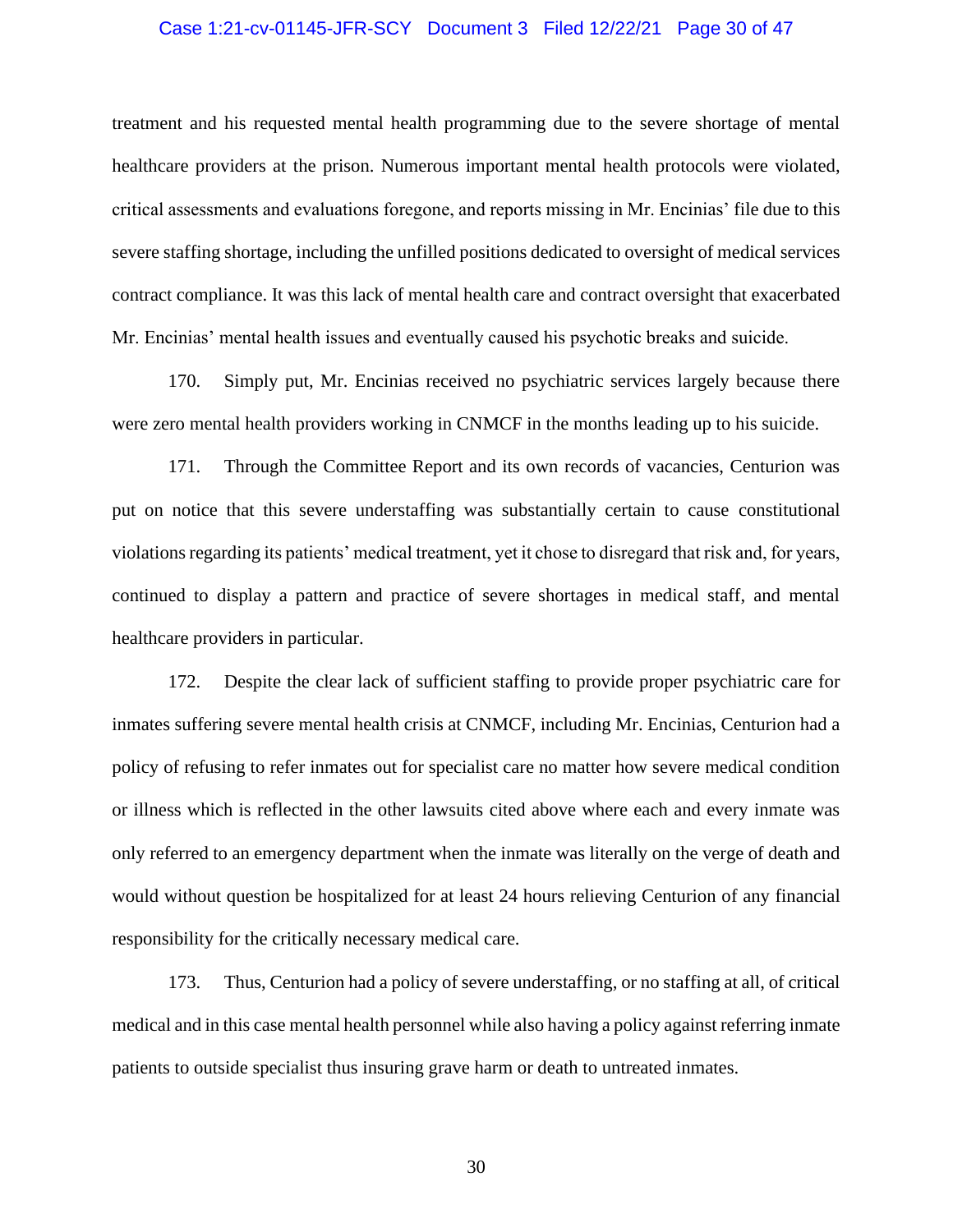treatment and his requested mental health programming due to the severe shortage of mental healthcare providers at the prison. Numerous important mental health protocols were violated, critical assessments and evaluations foregone, and reports missing in Mr. Encinias' file due to this severe staffing shortage, including the unfilled positions dedicated to oversight of medical services contract compliance. It was this lack of mental health care and contract oversight that exacerbated Mr. Encinias' mental health issues and eventually caused his psychotic breaks and suicide.

170. Simply put, Mr. Encinias received no psychiatric services largely because there were zero mental health providers working in CNMCF in the months leading up to his suicide.

171. Through the Committee Report and its own records of vacancies, Centurion was put on notice that this severe understaffing was substantially certain to cause constitutional violations regarding its patients' medical treatment, yet it chose to disregard that risk and, for years, continued to display a pattern and practice of severe shortages in medical staff, and mental healthcare providers in particular.

172. Despite the clear lack of sufficient staffing to provide proper psychiatric care for inmates suffering severe mental health crisis at CNMCF, including Mr. Encinias, Centurion had a policy of refusing to refer inmates out for specialist care no matter how severe medical condition or illness which is reflected in the other lawsuits cited above where each and every inmate was only referred to an emergency department when the inmate was literally on the verge of death and would without question be hospitalized for at least 24 hours relieving Centurion of any financial responsibility for the critically necessary medical care.

173. Thus, Centurion had a policy of severe understaffing, or no staffing at all, of critical medical and in this case mental health personnel while also having a policy against referring inmate patients to outside specialist thus insuring grave harm or death to untreated inmates.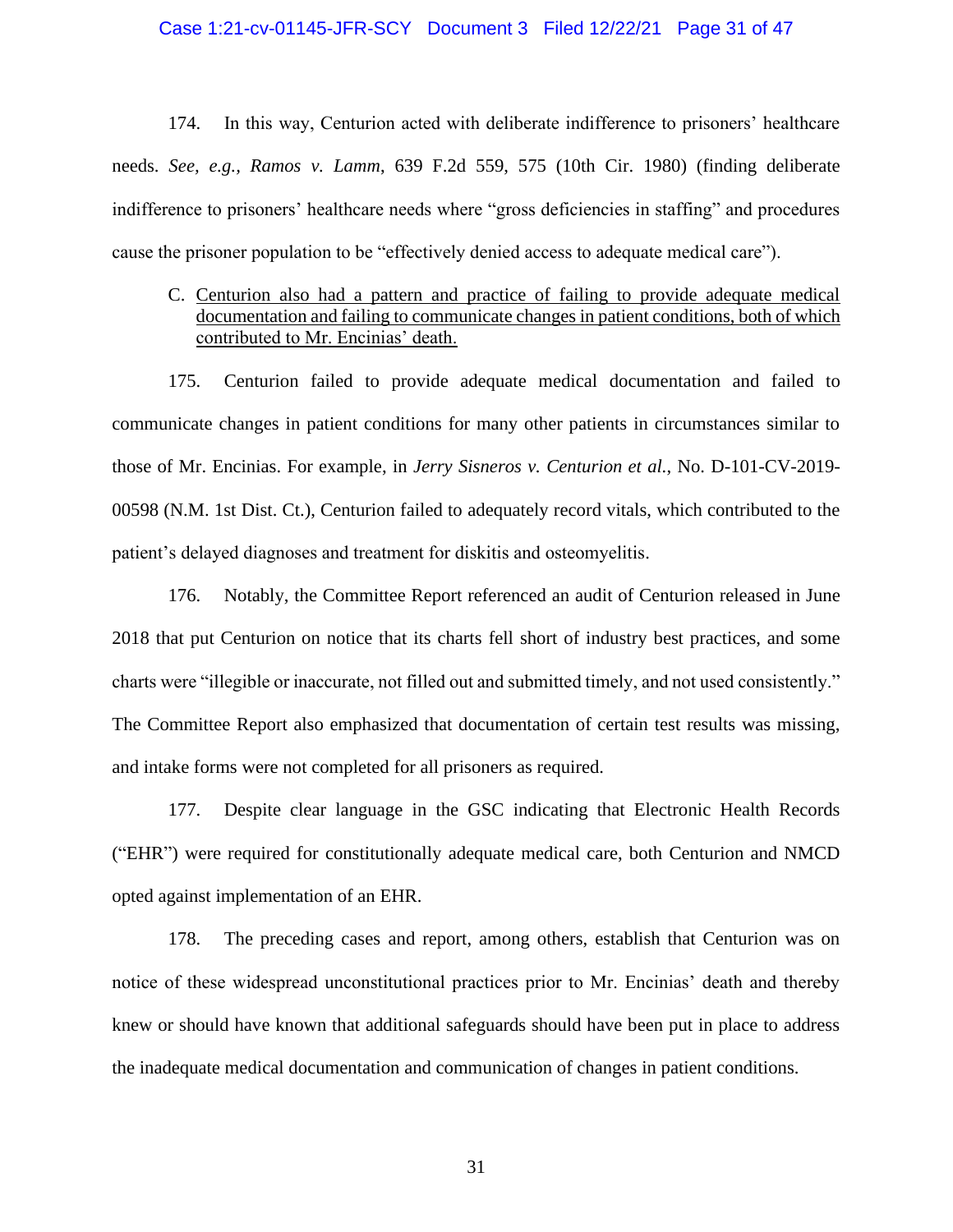174. In this way, Centurion acted with deliberate indifference to prisoners' healthcare needs. *See, e.g.*, *Ramos v. Lamm*, 639 F.2d 559, 575 (10th Cir. 1980) (finding deliberate indifference to prisoners' healthcare needs where "gross deficiencies in staffing" and procedures cause the prisoner population to be "effectively denied access to adequate medical care").

C. <u>Centurion also had a pattern and practice of failing to provide adequate medical documentation and failing to communicate changes in patient conditions, both of which contributed to Mr. Encinias' death.</u>

175. Centurion failed to provide adequate medical documentation and failed to communicate changes in patient conditions for many other patients in circumstances similar to those of Mr. Encinias. For example, in *Jerry Sisneros v. Centurion et al.*, No. D-101-CV-2019-00598 (N.M. 1st Dist. Ct.), Centurion failed to adequately record vitals, which contributed to the patient's delayed diagnoses and treatment for diskitis and osteomyelitis.

176. Notably, the Committee Report referenced an audit of Centurion released in June 2018 that put Centurion on notice that its charts fell short of industry best practices, and some charts were "illegible or inaccurate, not filled out and submitted timely, and not used consistently." The Committee Report also emphasized that documentation of certain test results was missing, and intake forms were not completed for all prisoners as required.

177. Despite clear language in the GSC indicating that Electronic Health Records ("EHR") were required for constitutionally adequate medical care, both Centurion and NMCD opted against implementation of an EHR.

178. The preceding cases and report, among others, establish that Centurion was on notice of these widespread unconstitutional practices prior to Mr. Encinias' death and thereby knew or should have known that additional safeguards should have been put in place to address the inadequate medical documentation and communication of changes in patient conditions.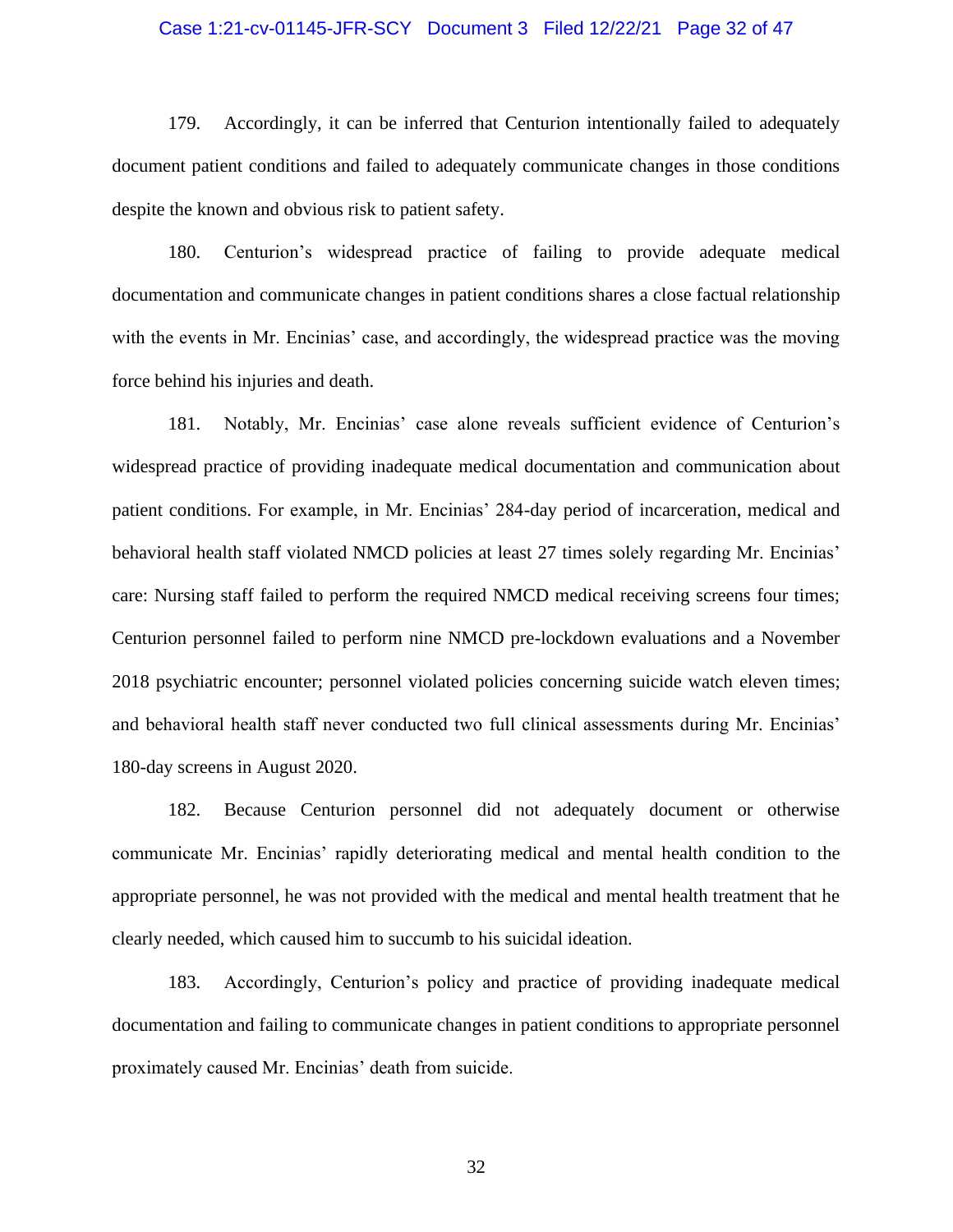179. Accordingly, it can be inferred that Centurion intentionally failed to adequately document patient conditions and failed to adequately communicate changes in those conditions despite the known and obvious risk to patient safety.

180. Centurion's widespread practice of failing to provide adequate medical documentation and communicate changes in patient conditions shares a close factual relationship with the events in Mr. Encinias' case, and accordingly, the widespread practice was the moving force behind his injuries and death.

181. Notably, Mr. Encinias' case alone reveals sufficient evidence of Centurion's widespread practice of providing inadequate medical documentation and communication about patient conditions. For example, in Mr. Encinias' 284-day period of incarceration, medical and behavioral health staff violated NMCD policies at least 27 times solely regarding Mr. Encinias' care: Nursing staff failed to perform the required NMCD medical receiving screens four times; Centurion personnel failed to perform nine NMCD pre-lockdown evaluations and a November 2018 psychiatric encounter; personnel violated policies concerning suicide watch eleven times; and behavioral health staff never conducted two full clinical assessments during Mr. Encinias' 180-day screens in August 2020.

182. Because Centurion personnel did not adequately document or otherwise communicate Mr. Encinias' rapidly deteriorating medical and mental health condition to the appropriate personnel, he was not provided with the medical and mental health treatment that he clearly needed, which caused him to succumb to his suicidal ideation.

183. Accordingly, Centurion's policy and practice of providing inadequate medical documentation and failing to communicate changes in patient conditions to appropriate personnel proximately caused Mr. Encinias' death from suicide.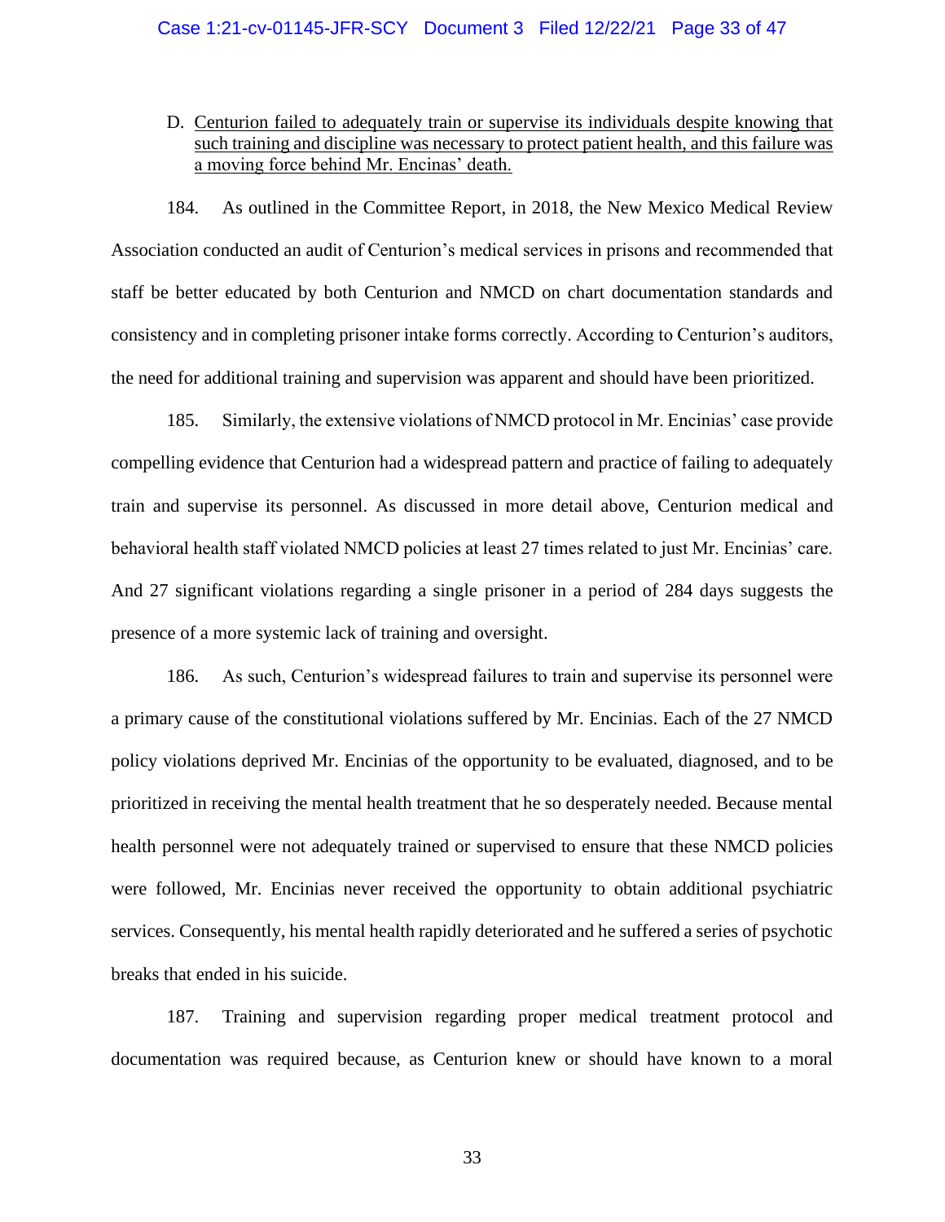D. <u>Centurion failed to adequately train or supervise its individuals despite knowing that such training and discipline was necessary to protect patient health, and this failure was a moving force behind Mr. Encinas' death.</u>

184. As outlined in the Committee Report, in 2018, the New Mexico Medical Review Association conducted an audit of Centurion's medical services in prisons and recommended that staff be better educated by both Centurion and NMCD on chart documentation standards and consistency and in completing prisoner intake forms correctly. According to Centurion's auditors, the need for additional training and supervision was apparent and should have been prioritized.

185. Similarly, the extensive violations of NMCD protocol in Mr. Encinias' case provide compelling evidence that Centurion had a widespread pattern and practice of failing to adequately train and supervise its personnel. As discussed in more detail above, Centurion medical and behavioral health staff violated NMCD policies at least 27 times related to just Mr. Encinias' care. And 27 significant violations regarding a single prisoner in a period of 284 days suggests the presence of a more systemic lack of training and oversight.

186. As such, Centurion's widespread failures to train and supervise its personnel were a primary cause of the constitutional violations suffered by Mr. Encinias. Each of the 27 NMCD policy violations deprived Mr. Encinias of the opportunity to be evaluated, diagnosed, and to be prioritized in receiving the mental health treatment that he so desperately needed. Because mental health personnel were not adequately trained or supervised to ensure that these NMCD policies were followed, Mr. Encinias never received the opportunity to obtain additional psychiatric services. Consequently, his mental health rapidly deteriorated and he suffered a series of psychotic breaks that ended in his suicide.

187. Training and supervision regarding proper medical treatment protocol and documentation was required because, as Centurion knew or should have known to a moral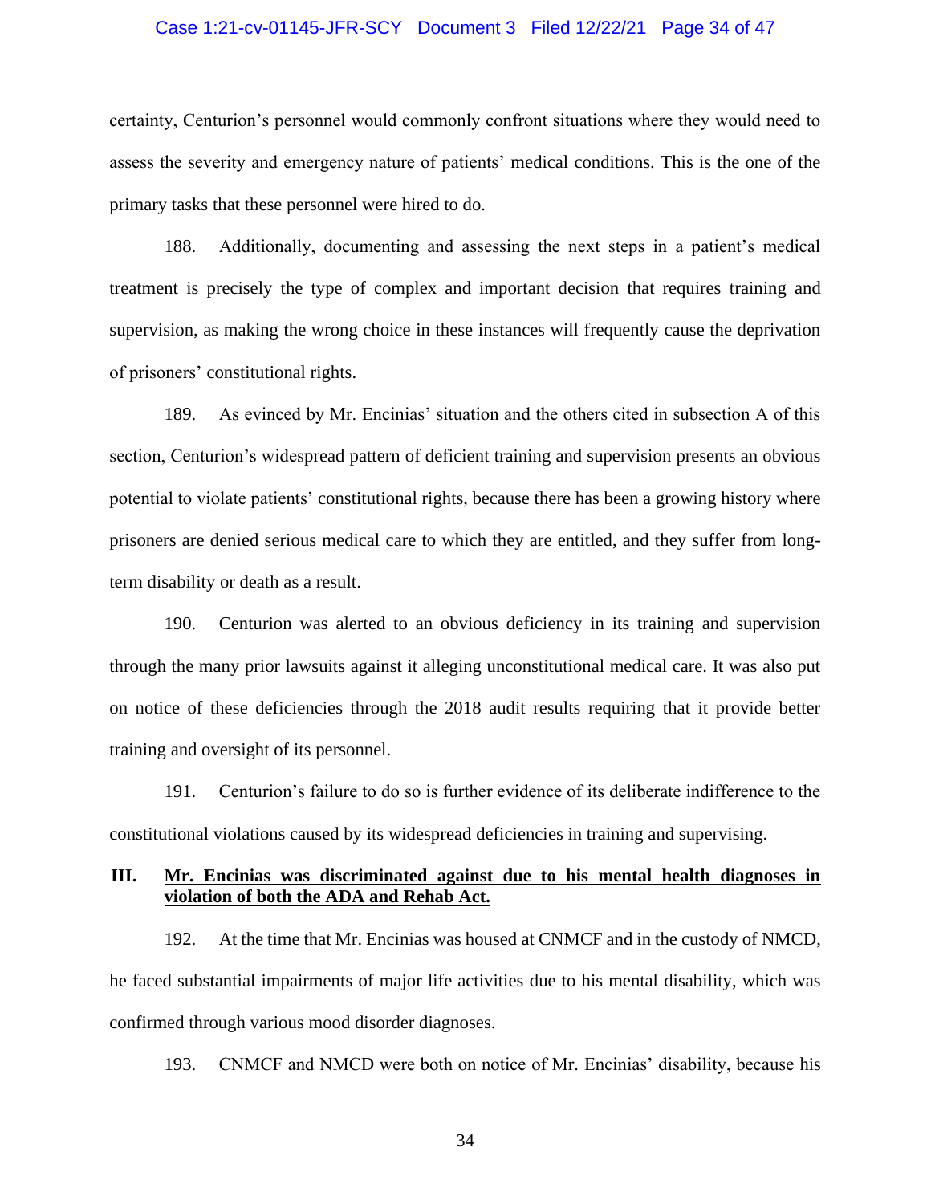certainty, Centurion's personnel would commonly confront situations where they would need to assess the severity and emergency nature of patients' medical conditions. This is the one of the primary tasks that these personnel were hired to do.

188. Additionally, documenting and assessing the next steps in a patient's medical treatment is precisely the type of complex and important decision that requires training and supervision, as making the wrong choice in these instances will frequently cause the deprivation of prisoners' constitutional rights.

189. As evinced by Mr. Encinias' situation and the others cited in subsection A of this section, Centurion's widespread pattern of deficient training and supervision presents an obvious potential to violate patients' constitutional rights, because there has been a growing history where prisoners are denied serious medical care to which they are entitled, and they suffer from long-term disability or death as a result.

190. Centurion was alerted to an obvious deficiency in its training and supervision through the many prior lawsuits against it alleging unconstitutional medical care. It was also put on notice of these deficiencies through the 2018 audit results requiring that it provide better training and oversight of its personnel.

191. Centurion's failure to do so is further evidence of its deliberate indifference to the constitutional violations caused by its widespread deficiencies in training and supervising.

## III. <u>Mr. Encinias was discriminated against due to his mental health diagnoses in violation of both the ADA and Rehab Act.</u>

192. At the time that Mr. Encinias was housed at CNMCF and in the custody of NMCD, he faced substantial impairments of major life activities due to his mental disability, which was confirmed through various mood disorder diagnoses.

193. CNMCF and NMCD were both on notice of Mr. Encinias' disability, because his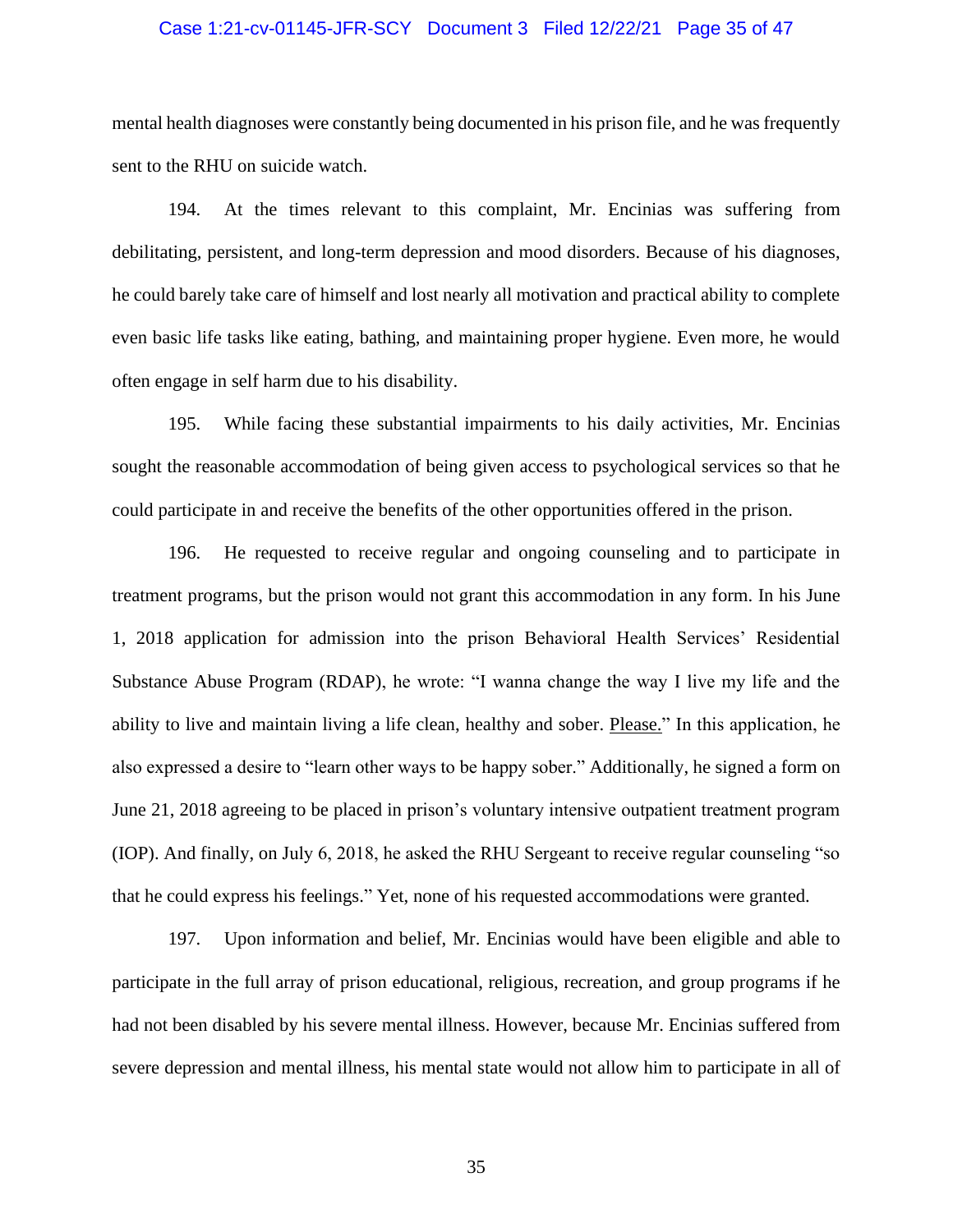mental health diagnoses were constantly being documented in his prison file, and he was frequently sent to the RHU on suicide watch.

194. At the times relevant to this complaint, Mr. Encinias was suffering from debilitating, persistent, and long-term depression and mood disorders. Because of his diagnoses, he could barely take care of himself and lost nearly all motivation and practical ability to complete even basic life tasks like eating, bathing, and maintaining proper hygiene. Even more, he would often engage in self harm due to his disability.

195. While facing these substantial impairments to his daily activities, Mr. Encinias sought the reasonable accommodation of being given access to psychological services so that he could participate in and receive the benefits of the other opportunities offered in the prison.

196. He requested to receive regular and ongoing counseling and to participate in treatment programs, but the prison would not grant this accommodation in any form. In his June 1, 2018 application for admission into the prison Behavioral Health Services' Residential Substance Abuse Program (RDAP), he wrote: "I wanna change the way I live my life and the ability to live and maintain living a life clean, healthy and sober. <u>Please.</u>" In this application, he also expressed a desire to "learn other ways to be happy sober." Additionally, he signed a form on June 21, 2018 agreeing to be placed in prison's voluntary intensive outpatient treatment program (IOP). And finally, on July 6, 2018, he asked the RHU Sergeant to receive regular counseling "so that he could express his feelings." Yet, none of his requested accommodations were granted.

197. Upon information and belief, Mr. Encinias would have been eligible and able to participate in the full array of prison educational, religious, recreation, and group programs if he had not been disabled by his severe mental illness. However, because Mr. Encinias suffered from severe depression and mental illness, his mental state would not allow him to participate in all of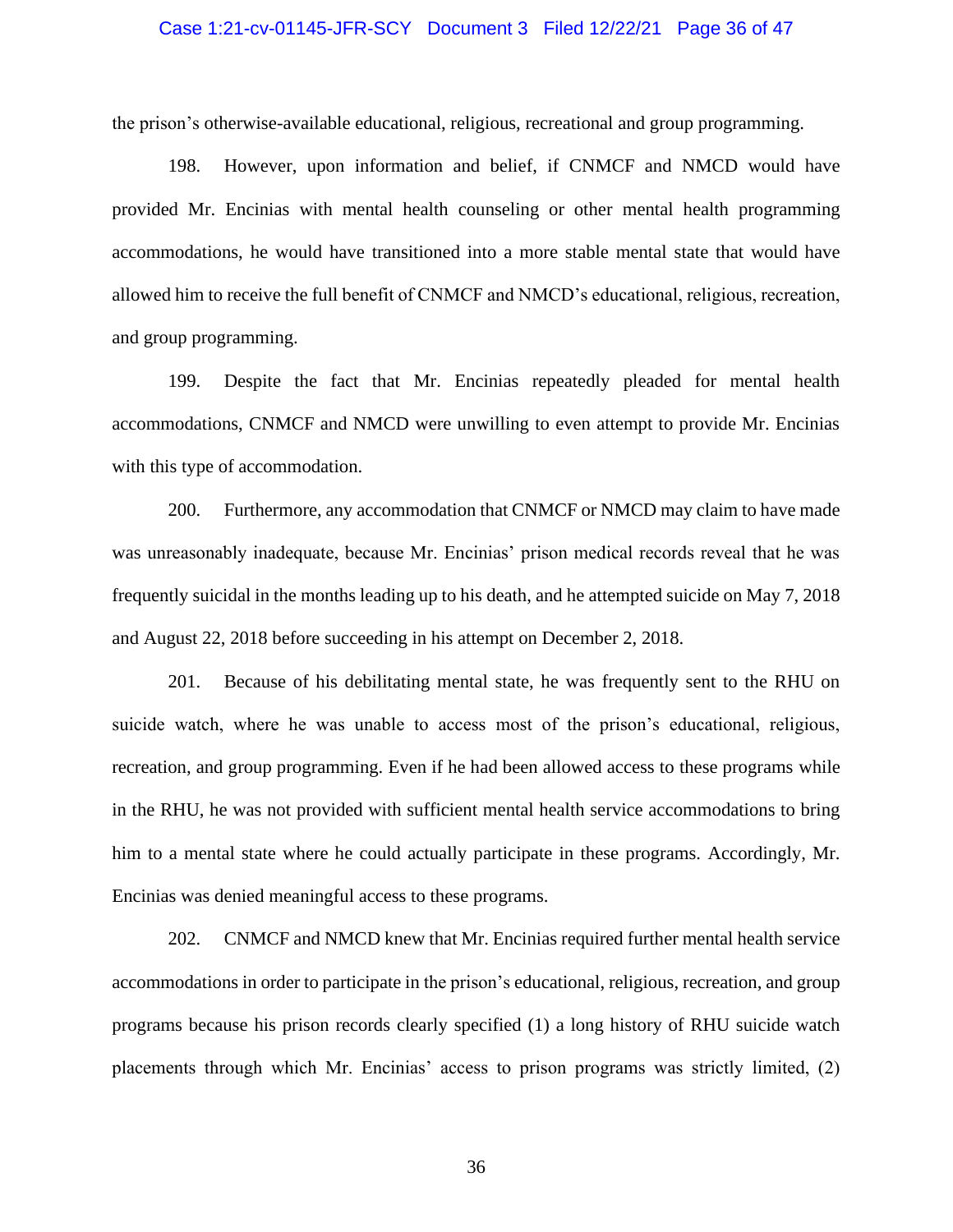the prison's otherwise-available educational, religious, recreational and group programming.

198. However, upon information and belief, if CNMCF and NMCD would have provided Mr. Encinias with mental health counseling or other mental health programming accommodations, he would have transitioned into a more stable mental state that would have allowed him to receive the full benefit of CNMCF and NMCD's educational, religious, recreation, and group programming.

199. Despite the fact that Mr. Encinias repeatedly pleaded for mental health accommodations, CNMCF and NMCD were unwilling to even attempt to provide Mr. Encinias with this type of accommodation.

200. Furthermore, any accommodation that CNMCF or NMCD may claim to have made was unreasonably inadequate, because Mr. Encinias' prison medical records reveal that he was frequently suicidal in the months leading up to his death, and he attempted suicide on May 7, 2018 and August 22, 2018 before succeeding in his attempt on December 2, 2018.

201. Because of his debilitating mental state, he was frequently sent to the RHU on suicide watch, where he was unable to access most of the prison's educational, religious, recreation, and group programming. Even if he had been allowed access to these programs while in the RHU, he was not provided with sufficient mental health service accommodations to bring him to a mental state where he could actually participate in these programs. Accordingly, Mr. Encinias was denied meaningful access to these programs.

202. CNMCF and NMCD knew that Mr. Encinias required further mental health service accommodations in order to participate in the prison's educational, religious, recreation, and group programs because his prison records clearly specified (1) a long history of RHU suicide watch placements through which Mr. Encinias' access to prison programs was strictly limited, (2)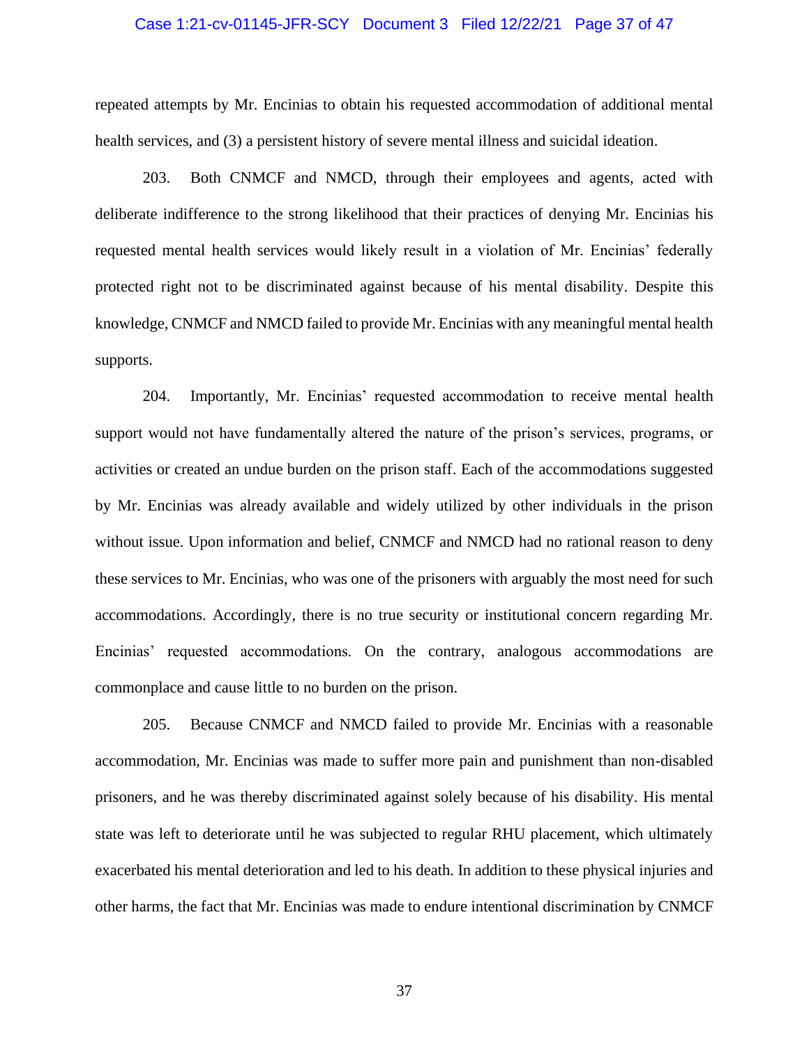repeated attempts by Mr. Encinias to obtain his requested accommodation of additional mental health services, and (3) a persistent history of severe mental illness and suicidal ideation.

203. Both CNMCF and NMCD, through their employees and agents, acted with deliberate indifference to the strong likelihood that their practices of denying Mr. Encinias his requested mental health services would likely result in a violation of Mr. Encinias' federally protected right not to be discriminated against because of his mental disability. Despite this knowledge, CNMCF and NMCD failed to provide Mr. Encinias with any meaningful mental health supports.

204. Importantly, Mr. Encinias' requested accommodation to receive mental health support would not have fundamentally altered the nature of the prison's services, programs, or activities or created an undue burden on the prison staff. Each of the accommodations suggested by Mr. Encinias was already available and widely utilized by other individuals in the prison without issue. Upon information and belief, CNMCF and NMCD had no rational reason to deny these services to Mr. Encinias, who was one of the prisoners with arguably the most need for such accommodations. Accordingly, there is no true security or institutional concern regarding Mr. Encinias' requested accommodations. On the contrary, analogous accommodations are commonplace and cause little to no burden on the prison.

205. Because CNMCF and NMCD failed to provide Mr. Encinias with a reasonable accommodation, Mr. Encinias was made to suffer more pain and punishment than non-disabled prisoners, and he was thereby discriminated against solely because of his disability. His mental state was left to deteriorate until he was subjected to regular RHU placement, which ultimately exacerbated his mental deterioration and led to his death. In addition to these physical injuries and other harms, the fact that Mr. Encinias was made to endure intentional discrimination by CNMCF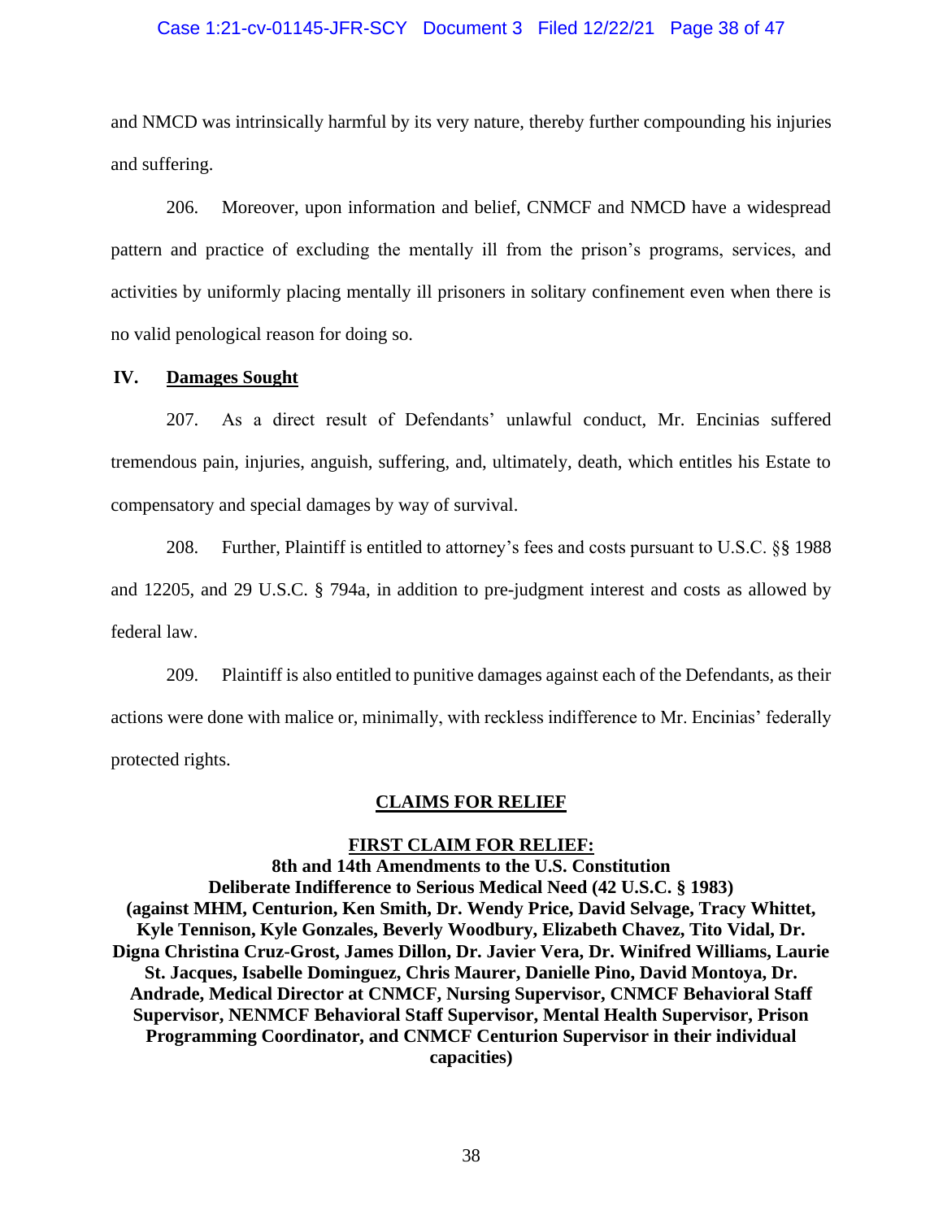and NMCD was intrinsically harmful by its very nature, thereby further compounding his injuries and suffering.

206. Moreover, upon information and belief, CNMCF and NMCD have a widespread pattern and practice of excluding the mentally ill from the prison's programs, services, and activities by uniformly placing mentally ill prisoners in solitary confinement even when there is no valid penological reason for doing so.

## IV. Damages Sought

207. As a direct result of Defendants' unlawful conduct, Mr. Encinias suffered tremendous pain, injuries, anguish, suffering, and, ultimately, death, which entitles his Estate to compensatory and special damages by way of survival.

208. Further, Plaintiff is entitled to attorney's fees and costs pursuant to U.S.C. §§ 1988 and 12205, and 29 U.S.C. § 794a, in addition to pre-judgment interest and costs as allowed by federal law.

209. Plaintiff is also entitled to punitive damages against each of the Defendants, as their actions were done with malice or, minimally, with reckless indifference to Mr. Encinias' federally protected rights.

## CLAIMS FOR RELIEF

### FIRST CLAIM FOR RELIEF:

**8th and 14th Amendments to the U.S. Constitution**
**Deliberate Indifference to Serious Medical Need (42 U.S.C. § 1983)**
**(against MHM, Centurion, Ken Smith, Dr. Wendy Price, David Selvage, Tracy Whittet, Kyle Tennison, Kyle Gonzales, Beverly Woodbury, Elizabeth Chavez, Tito Vidal, Dr. Digna Christina Cruz-Grost, James Dillon, Dr. Javier Vera, Dr. Winifred Williams, Laurie St. Jacques, Isabelle Dominguez, Chris Maurer, Danielle Pino, David Montoya, Dr. Andrade, Medical Director at CNMCF, Nursing Supervisor, CNMCF Behavioral Staff Supervisor, NENMCF Behavioral Staff Supervisor, Mental Health Supervisor, Prison Programming Coordinator, and CNMCF Centurion Supervisor in their individual capacities)**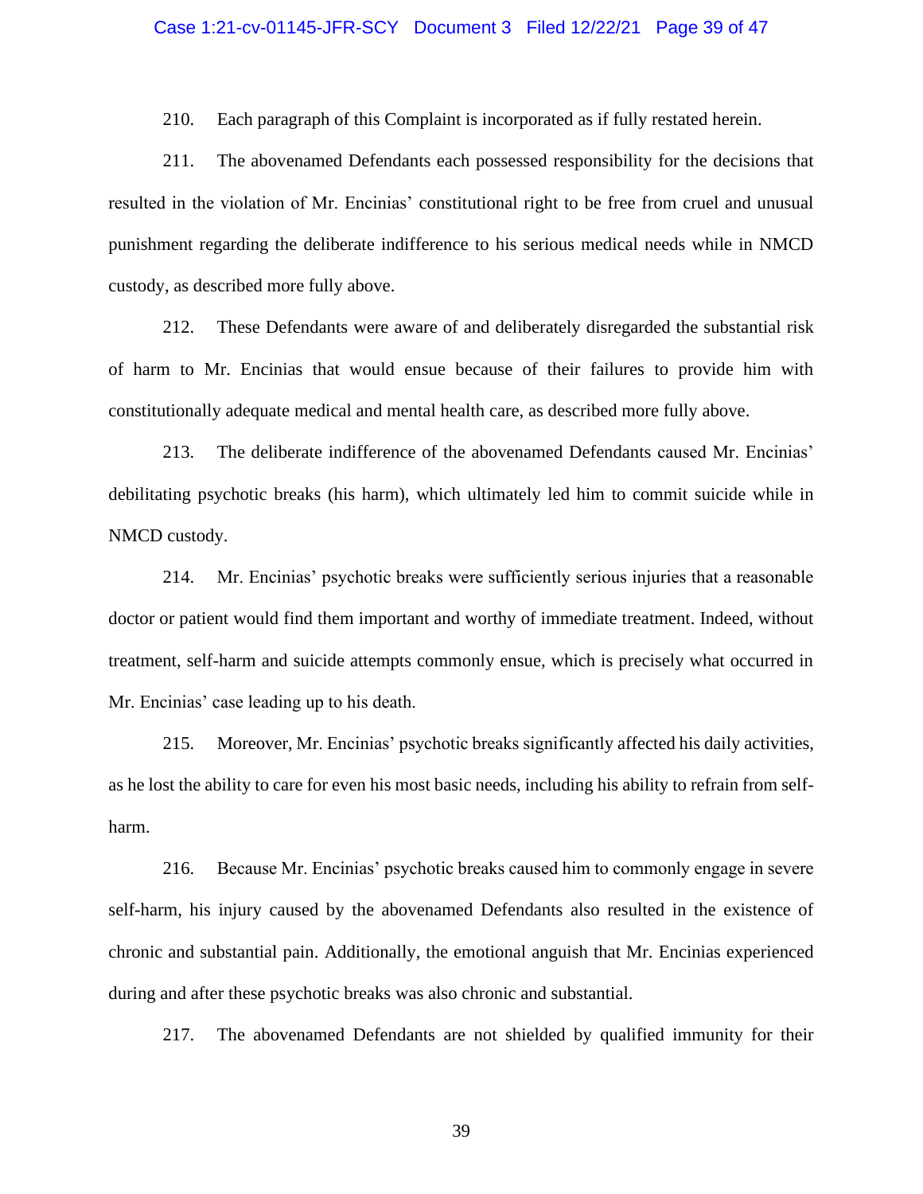210. Each paragraph of this Complaint is incorporated as if fully restated herein.

211. The abovenamed Defendants each possessed responsibility for the decisions that resulted in the violation of Mr. Encinias' constitutional right to be free from cruel and unusual punishment regarding the deliberate indifference to his serious medical needs while in NMCD custody, as described more fully above.

212. These Defendants were aware of and deliberately disregarded the substantial risk of harm to Mr. Encinias that would ensue because of their failures to provide him with constitutionally adequate medical and mental health care, as described more fully above.

213. The deliberate indifference of the abovenamed Defendants caused Mr. Encinias' debilitating psychotic breaks (his harm), which ultimately led him to commit suicide while in NMCD custody.

214. Mr. Encinias' psychotic breaks were sufficiently serious injuries that a reasonable doctor or patient would find them important and worthy of immediate treatment. Indeed, without treatment, self-harm and suicide attempts commonly ensue, which is precisely what occurred in Mr. Encinias' case leading up to his death.

215. Moreover, Mr. Encinias' psychotic breaks significantly affected his daily activities, as he lost the ability to care for even his most basic needs, including his ability to refrain from self-harm.

216. Because Mr. Encinias' psychotic breaks caused him to commonly engage in severe self-harm, his injury caused by the abovenamed Defendants also resulted in the existence of chronic and substantial pain. Additionally, the emotional anguish that Mr. Encinias experienced during and after these psychotic breaks was also chronic and substantial.

217. The abovenamed Defendants are not shielded by qualified immunity for their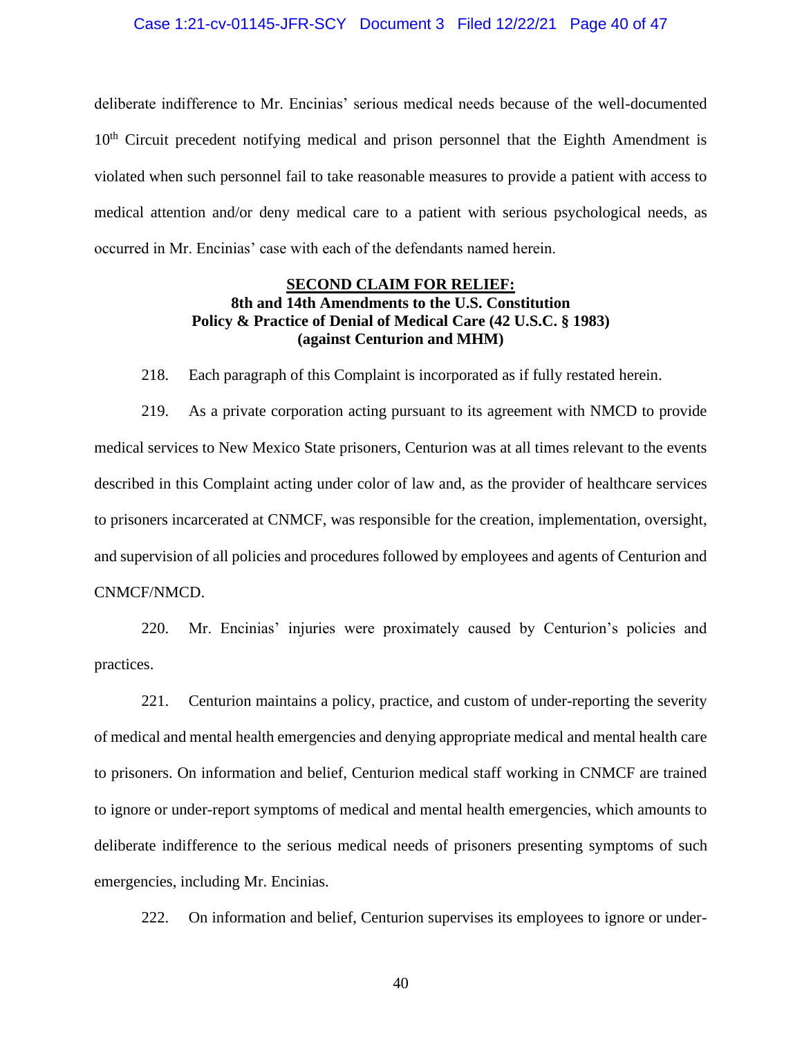deliberate indifference to Mr. Encinias' serious medical needs because of the well-documented 10th Circuit precedent notifying medical and prison personnel that the Eighth Amendment is violated when such personnel fail to take reasonable measures to provide a patient with access to medical attention and/or deny medical care to a patient with serious psychological needs, as occurred in Mr. Encinias' case with each of the defendants named herein.

**SECOND CLAIM FOR RELIEF:**
**8th and 14th Amendments to the U.S. Constitution**
**Policy & Practice of Denial of Medical Care (42 U.S.C. § 1983)**
**(against Centurion and MHM)**

218. Each paragraph of this Complaint is incorporated as if fully restated herein.

219. As a private corporation acting pursuant to its agreement with NMCD to provide medical services to New Mexico State prisoners, Centurion was at all times relevant to the events described in this Complaint acting under color of law and, as the provider of healthcare services to prisoners incarcerated at CNMCF, was responsible for the creation, implementation, oversight, and supervision of all policies and procedures followed by employees and agents of Centurion and CNMCF/NMCD.

220. Mr. Encinias' injuries were proximately caused by Centurion's policies and practices.

221. Centurion maintains a policy, practice, and custom of under-reporting the severity of medical and mental health emergencies and denying appropriate medical and mental health care to prisoners. On information and belief, Centurion medical staff working in CNMCF are trained to ignore or under-report symptoms of medical and mental health emergencies, which amounts to deliberate indifference to the serious medical needs of prisoners presenting symptoms of such emergencies, including Mr. Encinias.

222. On information and belief, Centurion supervises its employees to ignore or under-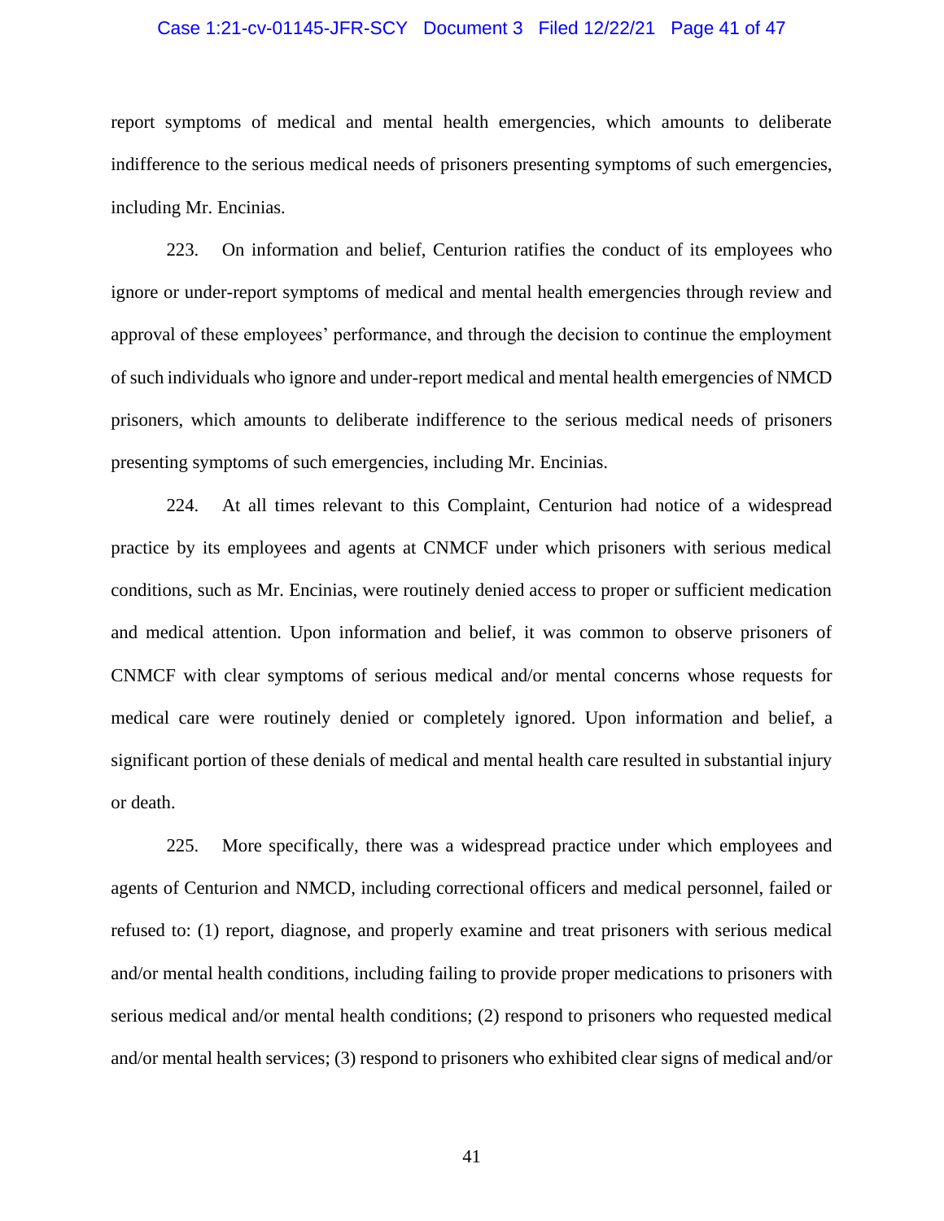report symptoms of medical and mental health emergencies, which amounts to deliberate indifference to the serious medical needs of prisoners presenting symptoms of such emergencies, including Mr. Encinias.

223. On information and belief, Centurion ratifies the conduct of its employees who ignore or under-report symptoms of medical and mental health emergencies through review and approval of these employees' performance, and through the decision to continue the employment of such individuals who ignore and under-report medical and mental health emergencies of NMCD prisoners, which amounts to deliberate indifference to the serious medical needs of prisoners presenting symptoms of such emergencies, including Mr. Encinias.

224. At all times relevant to this Complaint, Centurion had notice of a widespread practice by its employees and agents at CNMCF under which prisoners with serious medical conditions, such as Mr. Encinias, were routinely denied access to proper or sufficient medication and medical attention. Upon information and belief, it was common to observe prisoners of CNMCF with clear symptoms of serious medical and/or mental concerns whose requests for medical care were routinely denied or completely ignored. Upon information and belief, a significant portion of these denials of medical and mental health care resulted in substantial injury or death.

225. More specifically, there was a widespread practice under which employees and agents of Centurion and NMCD, including correctional officers and medical personnel, failed or refused to: (1) report, diagnose, and properly examine and treat prisoners with serious medical and/or mental health conditions, including failing to provide proper medications to prisoners with serious medical and/or mental health conditions; (2) respond to prisoners who requested medical and/or mental health services; (3) respond to prisoners who exhibited clear signs of medical and/or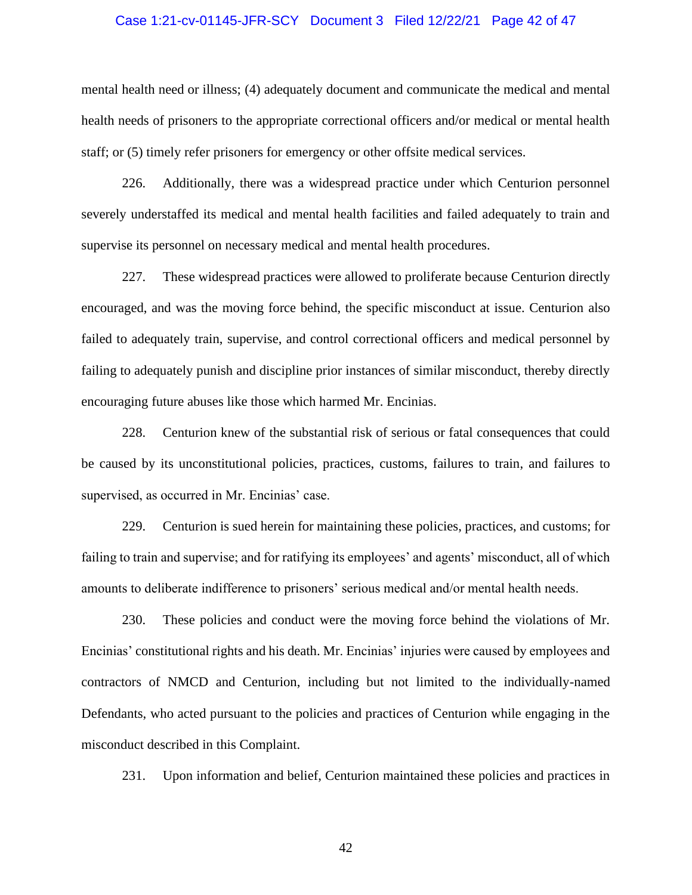mental health need or illness; (4) adequately document and communicate the medical and mental health needs of prisoners to the appropriate correctional officers and/or medical or mental health staff; or (5) timely refer prisoners for emergency or other offsite medical services.

226. Additionally, there was a widespread practice under which Centurion personnel severely understaffed its medical and mental health facilities and failed adequately to train and supervise its personnel on necessary medical and mental health procedures.

227. These widespread practices were allowed to proliferate because Centurion directly encouraged, and was the moving force behind, the specific misconduct at issue. Centurion also failed to adequately train, supervise, and control correctional officers and medical personnel by failing to adequately punish and discipline prior instances of similar misconduct, thereby directly encouraging future abuses like those which harmed Mr. Encinias.

228. Centurion knew of the substantial risk of serious or fatal consequences that could be caused by its unconstitutional policies, practices, customs, failures to train, and failures to supervised, as occurred in Mr. Encinias' case.

229. Centurion is sued herein for maintaining these policies, practices, and customs; for failing to train and supervise; and for ratifying its employees' and agents' misconduct, all of which amounts to deliberate indifference to prisoners' serious medical and/or mental health needs.

230. These policies and conduct were the moving force behind the violations of Mr. Encinias' constitutional rights and his death. Mr. Encinias' injuries were caused by employees and contractors of NMCD and Centurion, including but not limited to the individually-named Defendants, who acted pursuant to the policies and practices of Centurion while engaging in the misconduct described in this Complaint.

231. Upon information and belief, Centurion maintained these policies and practices in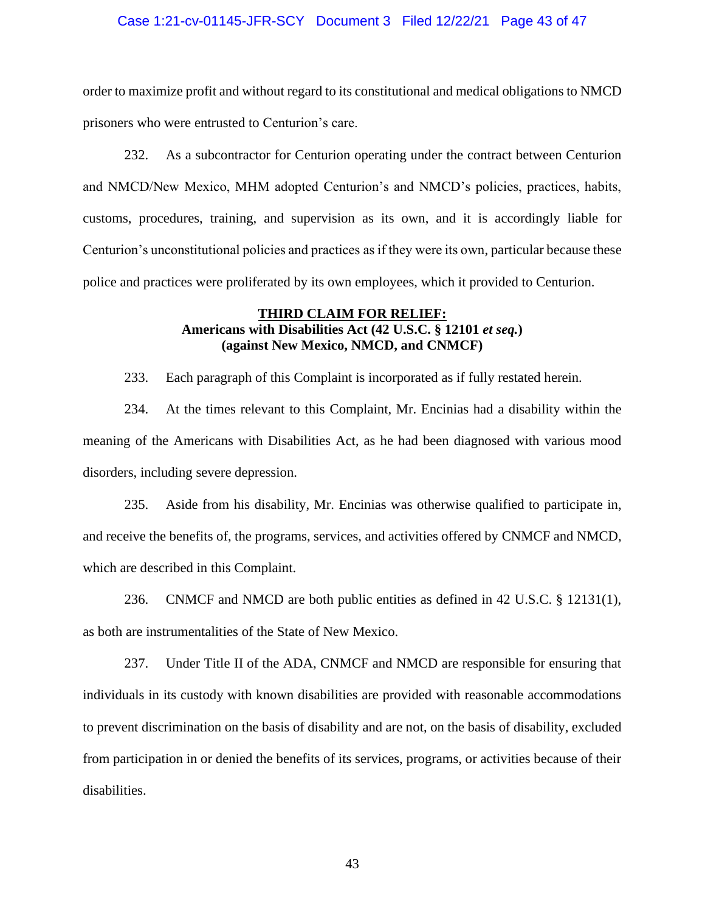order to maximize profit and without regard to its constitutional and medical obligations to NMCD prisoners who were entrusted to Centurion's care.

232. As a subcontractor for Centurion operating under the contract between Centurion and NMCD/New Mexico, MHM adopted Centurion's and NMCD's policies, practices, habits, customs, procedures, training, and supervision as its own, and it is accordingly liable for Centurion's unconstitutional policies and practices as if they were its own, particular because these police and practices were proliferated by its own employees, which it provided to Centurion.

**<u>THIRD CLAIM FOR RELIEF:</u>**
**Americans with Disabilities Act (42 U.S.C. § 12101 *et seq.*)**
**(against New Mexico, NMCD, and CNMCF)**

233. Each paragraph of this Complaint is incorporated as if fully restated herein.

234. At the times relevant to this Complaint, Mr. Encinias had a disability within the meaning of the Americans with Disabilities Act, as he had been diagnosed with various mood disorders, including severe depression.

235. Aside from his disability, Mr. Encinias was otherwise qualified to participate in, and receive the benefits of, the programs, services, and activities offered by CNMCF and NMCD, which are described in this Complaint.

236. CNMCF and NMCD are both public entities as defined in 42 U.S.C. § 12131(1), as both are instrumentalities of the State of New Mexico.

237. Under Title II of the ADA, CNMCF and NMCD are responsible for ensuring that individuals in its custody with known disabilities are provided with reasonable accommodations to prevent discrimination on the basis of disability and are not, on the basis of disability, excluded from participation in or denied the benefits of its services, programs, or activities because of their disabilities.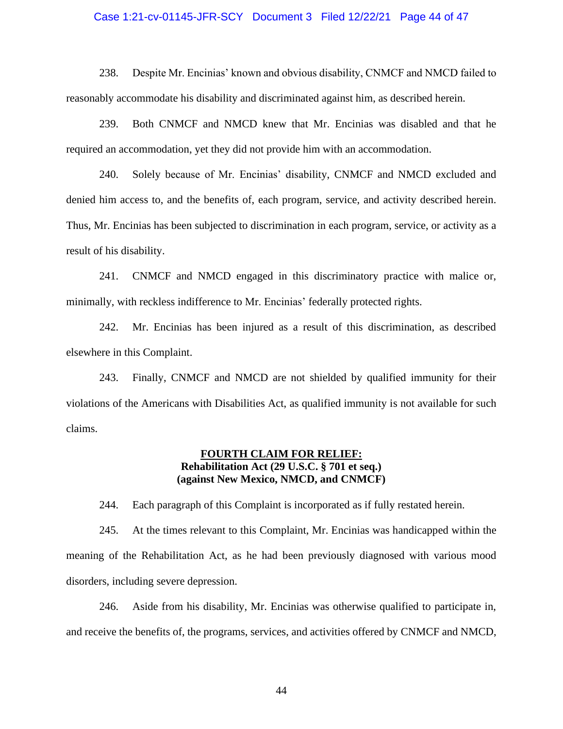238. Despite Mr. Encinias' known and obvious disability, CNMCF and NMCD failed to reasonably accommodate his disability and discriminated against him, as described herein.

239. Both CNMCF and NMCD knew that Mr. Encinias was disabled and that he required an accommodation, yet they did not provide him with an accommodation.

240. Solely because of Mr. Encinias' disability, CNMCF and NMCD excluded and denied him access to, and the benefits of, each program, service, and activity described herein. Thus, Mr. Encinias has been subjected to discrimination in each program, service, or activity as a result of his disability.

241. CNMCF and NMCD engaged in this discriminatory practice with malice or, minimally, with reckless indifference to Mr. Encinias' federally protected rights.

242. Mr. Encinias has been injured as a result of this discrimination, as described elsewhere in this Complaint.

243. Finally, CNMCF and NMCD are not shielded by qualified immunity for their violations of the Americans with Disabilities Act, as qualified immunity is not available for such claims.

**FOURTH CLAIM FOR RELIEF:**
**Rehabilitation Act (29 U.S.C. § 701 et seq.)**
**(against New Mexico, NMCD, and CNMCF)**

244. Each paragraph of this Complaint is incorporated as if fully restated herein.

245. At the times relevant to this Complaint, Mr. Encinias was handicapped within the meaning of the Rehabilitation Act, as he had been previously diagnosed with various mood disorders, including severe depression.

246. Aside from his disability, Mr. Encinias was otherwise qualified to participate in, and receive the benefits of, the programs, services, and activities offered by CNMCF and NMCD,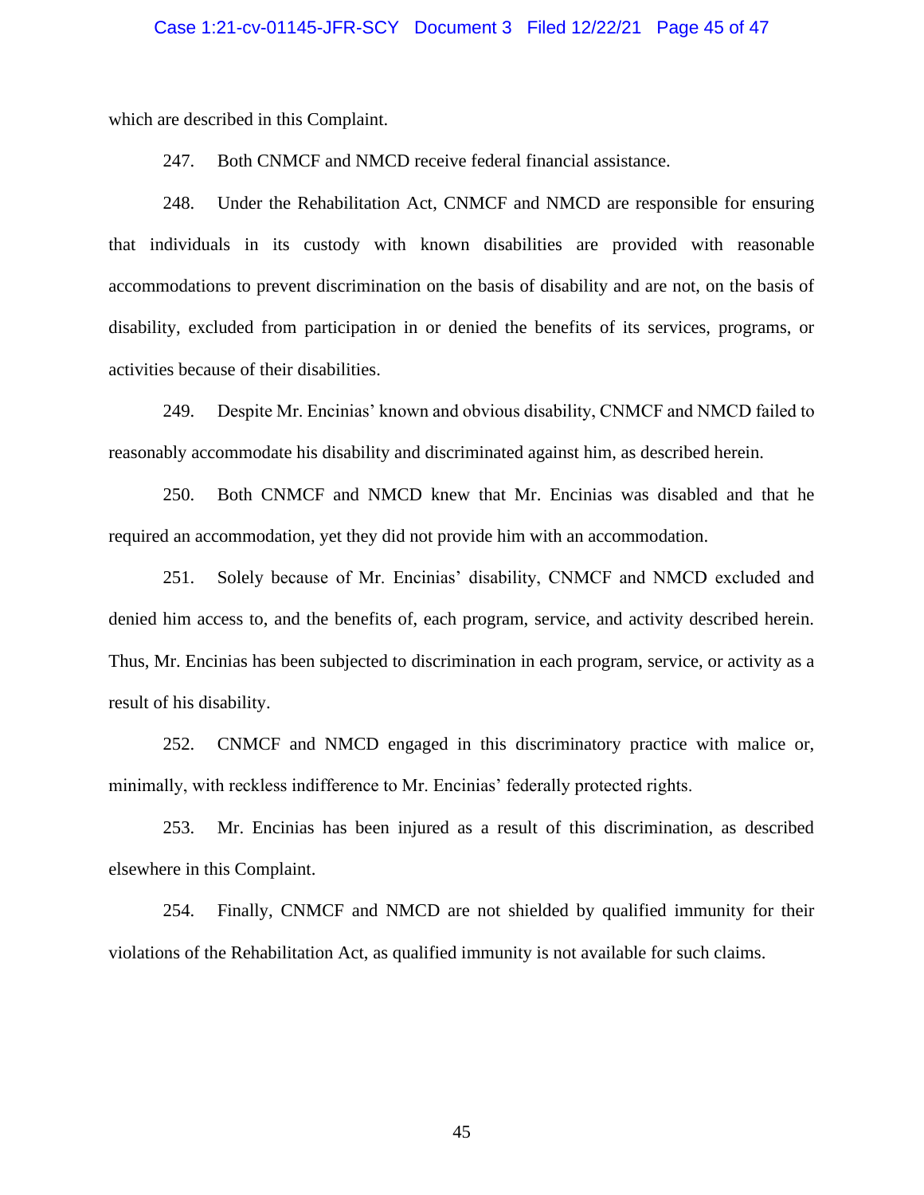which are described in this Complaint.

247. Both CNMCF and NMCD receive federal financial assistance.

248. Under the Rehabilitation Act, CNMCF and NMCD are responsible for ensuring that individuals in its custody with known disabilities are provided with reasonable accommodations to prevent discrimination on the basis of disability and are not, on the basis of disability, excluded from participation in or denied the benefits of its services, programs, or activities because of their disabilities.

249. Despite Mr. Encinias' known and obvious disability, CNMCF and NMCD failed to reasonably accommodate his disability and discriminated against him, as described herein.

250. Both CNMCF and NMCD knew that Mr. Encinias was disabled and that he required an accommodation, yet they did not provide him with an accommodation.

251. Solely because of Mr. Encinias' disability, CNMCF and NMCD excluded and denied him access to, and the benefits of, each program, service, and activity described herein. Thus, Mr. Encinias has been subjected to discrimination in each program, service, or activity as a result of his disability.

252. CNMCF and NMCD engaged in this discriminatory practice with malice or, minimally, with reckless indifference to Mr. Encinias' federally protected rights.

253. Mr. Encinias has been injured as a result of this discrimination, as described elsewhere in this Complaint.

254. Finally, CNMCF and NMCD are not shielded by qualified immunity for their violations of the Rehabilitation Act, as qualified immunity is not available for such claims.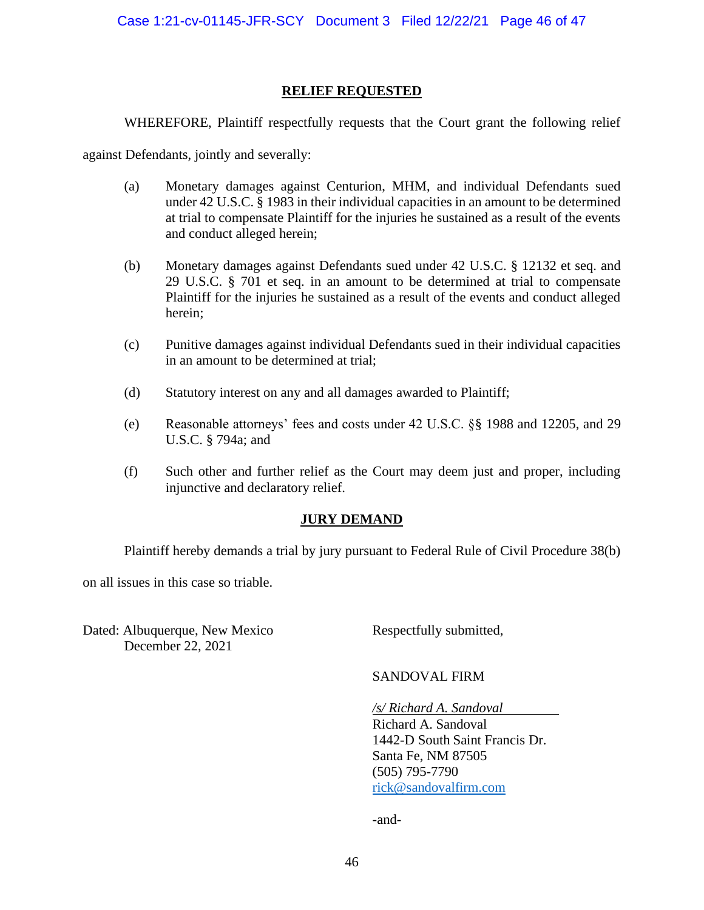## RELIEF REQUESTED

WHEREFORE, Plaintiff respectfully requests that the Court grant the following relief against Defendants, jointly and severally:

(a) Monetary damages against Centurion, MHM, and individual Defendants sued under 42 U.S.C. § 1983 in their individual capacities in an amount to be determined at trial to compensate Plaintiff for the injuries he sustained as a result of the events and conduct alleged herein;

(b) Monetary damages against Defendants sued under 42 U.S.C. § 12132 et seq. and 29 U.S.C. § 701 et seq. in an amount to be determined at trial to compensate Plaintiff for the injuries he sustained as a result of the events and conduct alleged herein;

(c) Punitive damages against individual Defendants sued in their individual capacities in an amount to be determined at trial;

(d) Statutory interest on any and all damages awarded to Plaintiff;

(e) Reasonable attorneys' fees and costs under 42 U.S.C. §§ 1988 and 12205, and 29 U.S.C. § 794a; and

(f) Such other and further relief as the Court may deem just and proper, including injunctive and declaratory relief.

## JURY DEMAND

Plaintiff hereby demands a trial by jury pursuant to Federal Rule of Civil Procedure 38(b) on all issues in this case so triable.

Dated: Albuquerque, New Mexico
December 22, 2021

Respectfully submitted,

SANDOVAL FIRM

*/s/ Richard A. Sandoval*
Richard A. Sandoval
1442-D South Saint Francis Dr.
Santa Fe, NM 87505
(505) 795-7790
rick@sandovalfirm.com

-and-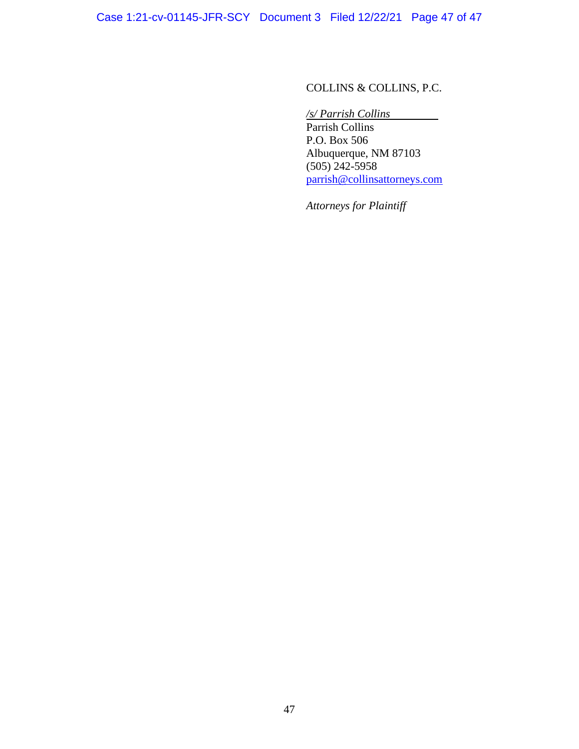COLLINS & COLLINS, P.C.

*/s/ Parrish Collins*  
Parrish Collins  
P.O. Box 506  
Albuquerque, NM 87103  
(505) 242-5958  
parrish@collinsattorneys.com

*Attorneys for Plaintiff*